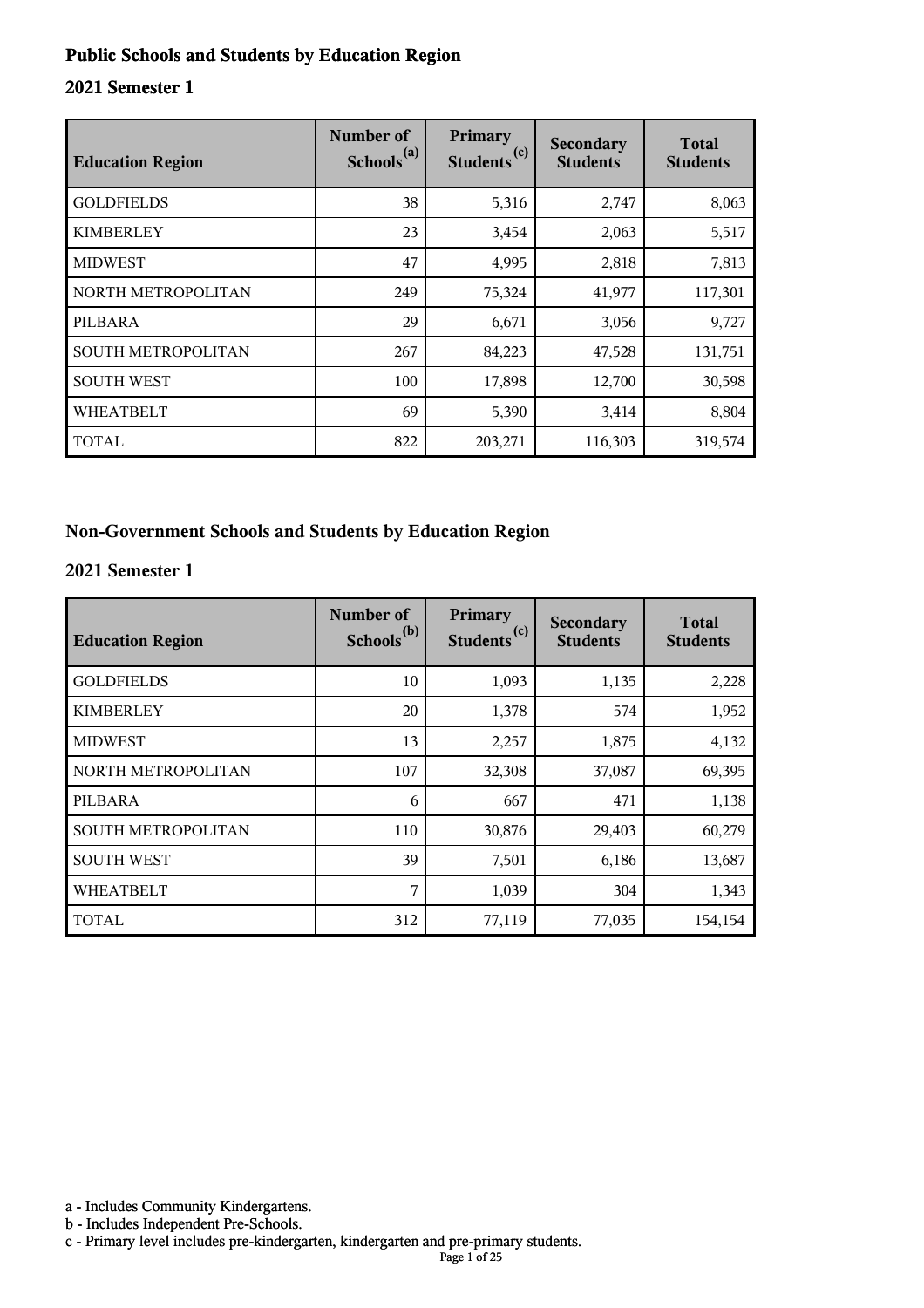## Public Schools and Students by Education Region

### 2021 Semester 1

| Education Region | Number of Schools[(a)] | Primary Students[(c)] | Secondary Students | Total Students |
|---|---|---|---|---|
| GOLDFIELDS | 38 | 5,316 | 2,747 | 8,063 |
| KIMBERLEY | 23 | 3,454 | 2,063 | 5,517 |
| MIDWEST | 47 | 4,995 | 2,818 | 7,813 |
| NORTH METROPOLITAN | 249 | 75,324 | 41,977 | 117,301 |
| PILBARA | 29 | 6,671 | 3,056 | 9,727 |
| SOUTH METROPOLITAN | 267 | 84,223 | 47,528 | 131,751 |
| SOUTH WEST | 100 | 17,898 | 12,700 | 30,598 |
| WHEATBELT | 69 | 5,390 | 3,414 | 8,804 |
| TOTAL | 822 | 203,271 | 116,303 | 319,574 |

## Non-Government Schools and Students by Education Region

### 2021 Semester 1

| Education Region | Number of Schools[(b)] | Primary Students[(c)] | Secondary Students | Total Students |
|---|---|---|---|---|
| GOLDFIELDS | 10 | 1,093 | 1,135 | 2,228 |
| KIMBERLEY | 20 | 1,378 | 574 | 1,952 |
| MIDWEST | 13 | 2,257 | 1,875 | 4,132 |
| NORTH METROPOLITAN | 107 | 32,308 | 37,087 | 69,395 |
| PILBARA | 6 | 667 | 471 | 1,138 |
| SOUTH METROPOLITAN | 110 | 30,876 | 29,403 | 60,279 |
| SOUTH WEST | 39 | 7,501 | 6,186 | 13,687 |
| WHEATBELT | 7 | 1,039 | 304 | 1,343 |
| TOTAL | 312 | 77,119 | 77,035 | 154,154 |

a - Includes Community Kindergartens.
b - Includes Independent Pre-Schools.
c - Primary level includes pre-kindergarten, kindergarten and pre-primary students.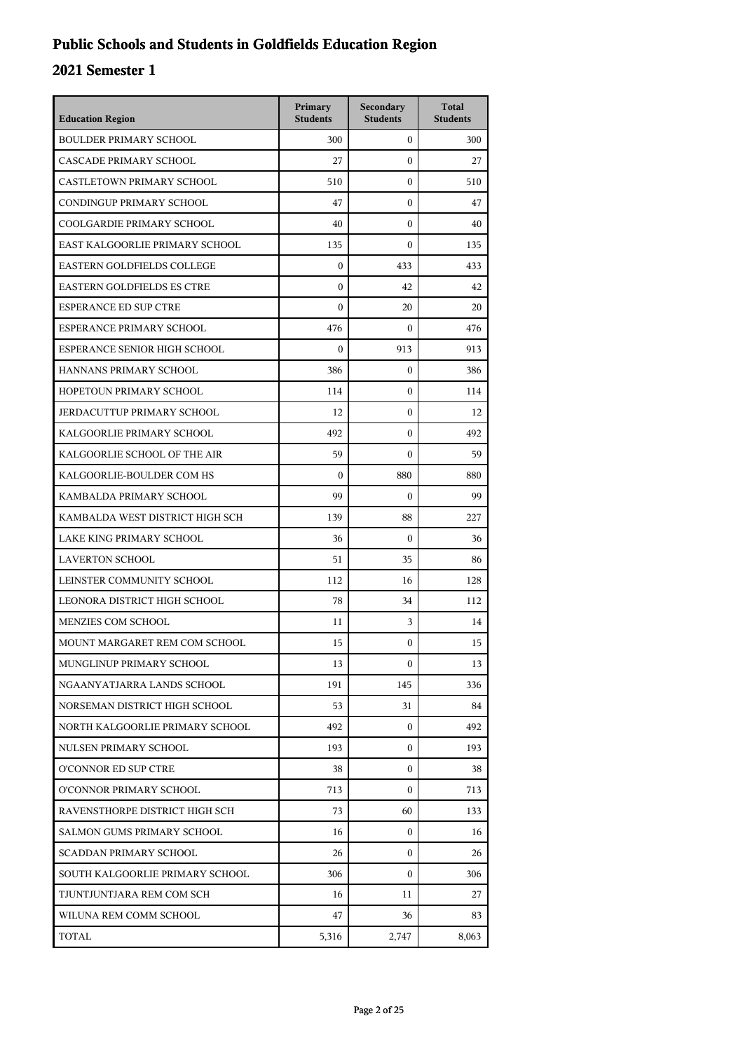# Public Schools and Students in Goldfields Education Region

## 2021 Semester 1

| Education Region | Primary Students | Secondary Students | Total Students |
|---|---|---|---|
| BOULDER PRIMARY SCHOOL | 300 | 0 | 300 |
| CASCADE PRIMARY SCHOOL | 27 | 0 | 27 |
| CASTLETOWN PRIMARY SCHOOL | 510 | 0 | 510 |
| CONDINGUP PRIMARY SCHOOL | 47 | 0 | 47 |
| COOLGARDIE PRIMARY SCHOOL | 40 | 0 | 40 |
| EAST KALGOORLIE PRIMARY SCHOOL | 135 | 0 | 135 |
| EASTERN GOLDFIELDS COLLEGE | 0 | 433 | 433 |
| EASTERN GOLDFIELDS ES CTRE | 0 | 42 | 42 |
| ESPERANCE ED SUP CTRE | 0 | 20 | 20 |
| ESPERANCE PRIMARY SCHOOL | 476 | 0 | 476 |
| ESPERANCE SENIOR HIGH SCHOOL | 0 | 913 | 913 |
| HANNANS PRIMARY SCHOOL | 386 | 0 | 386 |
| HOPETOUN PRIMARY SCHOOL | 114 | 0 | 114 |
| JERDACUTTUP PRIMARY SCHOOL | 12 | 0 | 12 |
| KALGOORLIE PRIMARY SCHOOL | 492 | 0 | 492 |
| KALGOORLIE SCHOOL OF THE AIR | 59 | 0 | 59 |
| KALGOORLIE-BOULDER COM HS | 0 | 880 | 880 |
| KAMBALDA PRIMARY SCHOOL | 99 | 0 | 99 |
| KAMBALDA WEST DISTRICT HIGH SCH | 139 | 88 | 227 |
| LAKE KING PRIMARY SCHOOL | 36 | 0 | 36 |
| LAVERTON SCHOOL | 51 | 35 | 86 |
| LEINSTER COMMUNITY SCHOOL | 112 | 16 | 128 |
| LEONORA DISTRICT HIGH SCHOOL | 78 | 34 | 112 |
| MENZIES COM SCHOOL | 11 | 3 | 14 |
| MOUNT MARGARET REM COM SCHOOL | 15 | 0 | 15 |
| MUNGLINUP PRIMARY SCHOOL | 13 | 0 | 13 |
| NGAANYATJARRA LANDS SCHOOL | 191 | 145 | 336 |
| NORSEMAN DISTRICT HIGH SCHOOL | 53 | 31 | 84 |
| NORTH KALGOORLIE PRIMARY SCHOOL | 492 | 0 | 492 |
| NULSEN PRIMARY SCHOOL | 193 | 0 | 193 |
| O'CONNOR ED SUP CTRE | 38 | 0 | 38 |
| O'CONNOR PRIMARY SCHOOL | 713 | 0 | 713 |
| RAVENSTHORPE DISTRICT HIGH SCH | 73 | 60 | 133 |
| SALMON GUMS PRIMARY SCHOOL | 16 | 0 | 16 |
| SCADDAN PRIMARY SCHOOL | 26 | 0 | 26 |
| SOUTH KALGOORLIE PRIMARY SCHOOL | 306 | 0 | 306 |
| TJUNTJUNTJARA REM COM SCH | 16 | 11 | 27 |
| WILUNA REM COMM SCHOOL | 47 | 36 | 83 |
| TOTAL | 5,316 | 2,747 | 8,063 |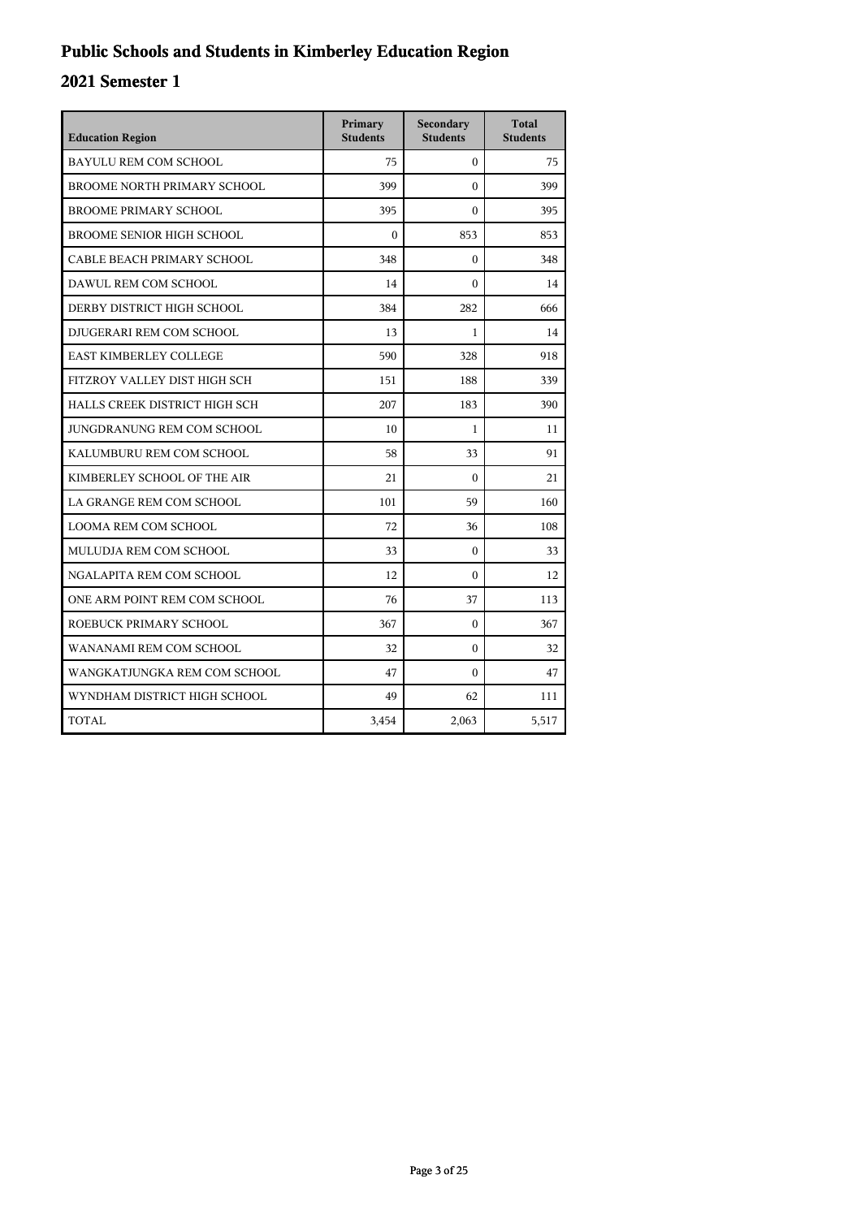# Public Schools and Students in Kimberley Education Region

## 2021 Semester 1

| Education Region | Primary Students | Secondary Students | Total Students |
|---|---|---|---|
| BAYULU REM COM SCHOOL | 75 | 0 | 75 |
| BROOME NORTH PRIMARY SCHOOL | 399 | 0 | 399 |
| BROOME PRIMARY SCHOOL | 395 | 0 | 395 |
| BROOME SENIOR HIGH SCHOOL | 0 | 853 | 853 |
| CABLE BEACH PRIMARY SCHOOL | 348 | 0 | 348 |
| DAWUL REM COM SCHOOL | 14 | 0 | 14 |
| DERBY DISTRICT HIGH SCHOOL | 384 | 282 | 666 |
| DJUGERARI REM COM SCHOOL | 13 | 1 | 14 |
| EAST KIMBERLEY COLLEGE | 590 | 328 | 918 |
| FITZROY VALLEY DIST HIGH SCH | 151 | 188 | 339 |
| HALLS CREEK DISTRICT HIGH SCH | 207 | 183 | 390 |
| JUNGDRANUNG REM COM SCHOOL | 10 | 1 | 11 |
| KALUMBURU REM COM SCHOOL | 58 | 33 | 91 |
| KIMBERLEY SCHOOL OF THE AIR | 21 | 0 | 21 |
| LA GRANGE REM COM SCHOOL | 101 | 59 | 160 |
| LOOMA REM COM SCHOOL | 72 | 36 | 108 |
| MULUDJA REM COM SCHOOL | 33 | 0 | 33 |
| NGALAPITA REM COM SCHOOL | 12 | 0 | 12 |
| ONE ARM POINT REM COM SCHOOL | 76 | 37 | 113 |
| ROEBUCK PRIMARY SCHOOL | 367 | 0 | 367 |
| WANANAMI REM COM SCHOOL | 32 | 0 | 32 |
| WANGKATJUNGKA REM COM SCHOOL | 47 | 0 | 47 |
| WYNDHAM DISTRICT HIGH SCHOOL | 49 | 62 | 111 |
| TOTAL | 3,454 | 2,063 | 5,517 |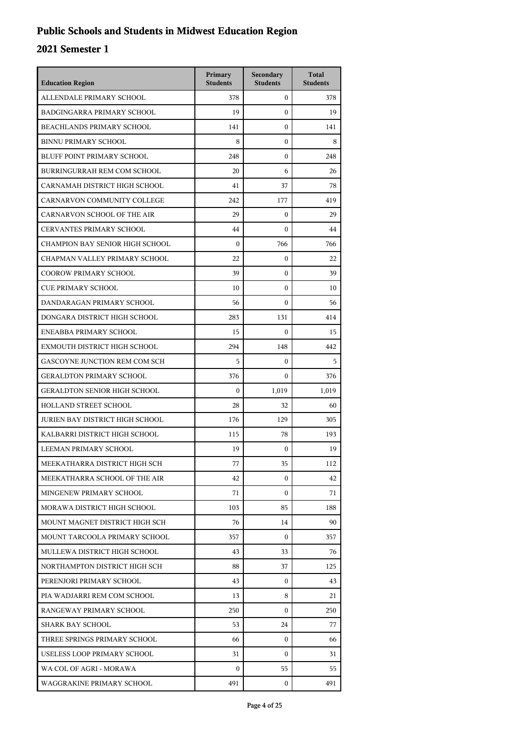# Public Schools and Students in Midwest Education Region

## 2021 Semester 1

| Education Region | Primary Students | Secondary Students | Total Students |
|---|---|---|---|
| ALLENDALE PRIMARY SCHOOL | 378 | 0 | 378 |
| BADGINGARRA PRIMARY SCHOOL | 19 | 0 | 19 |
| BEACHLANDS PRIMARY SCHOOL | 141 | 0 | 141 |
| BINNU PRIMARY SCHOOL | 8 | 0 | 8 |
| BLUFF POINT PRIMARY SCHOOL | 248 | 0 | 248 |
| BURRINGURRAH REM COM SCHOOL | 20 | 6 | 26 |
| CARNAMAH DISTRICT HIGH SCHOOL | 41 | 37 | 78 |
| CARNARVON COMMUNITY COLLEGE | 242 | 177 | 419 |
| CARNARVON SCHOOL OF THE AIR | 29 | 0 | 29 |
| CERVANTES PRIMARY SCHOOL | 44 | 0 | 44 |
| CHAMPION BAY SENIOR HIGH SCHOOL | 0 | 766 | 766 |
| CHAPMAN VALLEY PRIMARY SCHOOL | 22 | 0 | 22 |
| COOROW PRIMARY SCHOOL | 39 | 0 | 39 |
| CUE PRIMARY SCHOOL | 10 | 0 | 10 |
| DANDARAGAN PRIMARY SCHOOL | 56 | 0 | 56 |
| DONGARA DISTRICT HIGH SCHOOL | 283 | 131 | 414 |
| ENEABBA PRIMARY SCHOOL | 15 | 0 | 15 |
| EXMOUTH DISTRICT HIGH SCHOOL | 294 | 148 | 442 |
| GASCOYNE JUNCTION REM COM SCH | 5 | 0 | 5 |
| GERALDTON PRIMARY SCHOOL | 376 | 0 | 376 |
| GERALDTON SENIOR HIGH SCHOOL | 0 | 1,019 | 1,019 |
| HOLLAND STREET SCHOOL | 28 | 32 | 60 |
| JURIEN BAY DISTRICT HIGH SCHOOL | 176 | 129 | 305 |
| KALBARRI DISTRICT HIGH SCHOOL | 115 | 78 | 193 |
| LEEMAN PRIMARY SCHOOL | 19 | 0 | 19 |
| MEEKATHARRA DISTRICT HIGH SCH | 77 | 35 | 112 |
| MEEKATHARRA SCHOOL OF THE AIR | 42 | 0 | 42 |
| MINGENEW PRIMARY SCHOOL | 71 | 0 | 71 |
| MORAWA DISTRICT HIGH SCHOOL | 103 | 85 | 188 |
| MOUNT MAGNET DISTRICT HIGH SCH | 76 | 14 | 90 |
| MOUNT TARCOOLA PRIMARY SCHOOL | 357 | 0 | 357 |
| MULLEWA DISTRICT HIGH SCHOOL | 43 | 33 | 76 |
| NORTHAMPTON DISTRICT HIGH SCH | 88 | 37 | 125 |
| PERENJORI PRIMARY SCHOOL | 43 | 0 | 43 |
| PIA WADJARRI REM COM SCHOOL | 13 | 8 | 21 |
| RANGEWAY PRIMARY SCHOOL | 250 | 0 | 250 |
| SHARK BAY SCHOOL | 53 | 24 | 77 |
| THREE SPRINGS PRIMARY SCHOOL | 66 | 0 | 66 |
| USELESS LOOP PRIMARY SCHOOL | 31 | 0 | 31 |
| WA COL OF AGRI - MORAWA | 0 | 55 | 55 |
| WAGGRAKINE PRIMARY SCHOOL | 491 | 0 | 491 |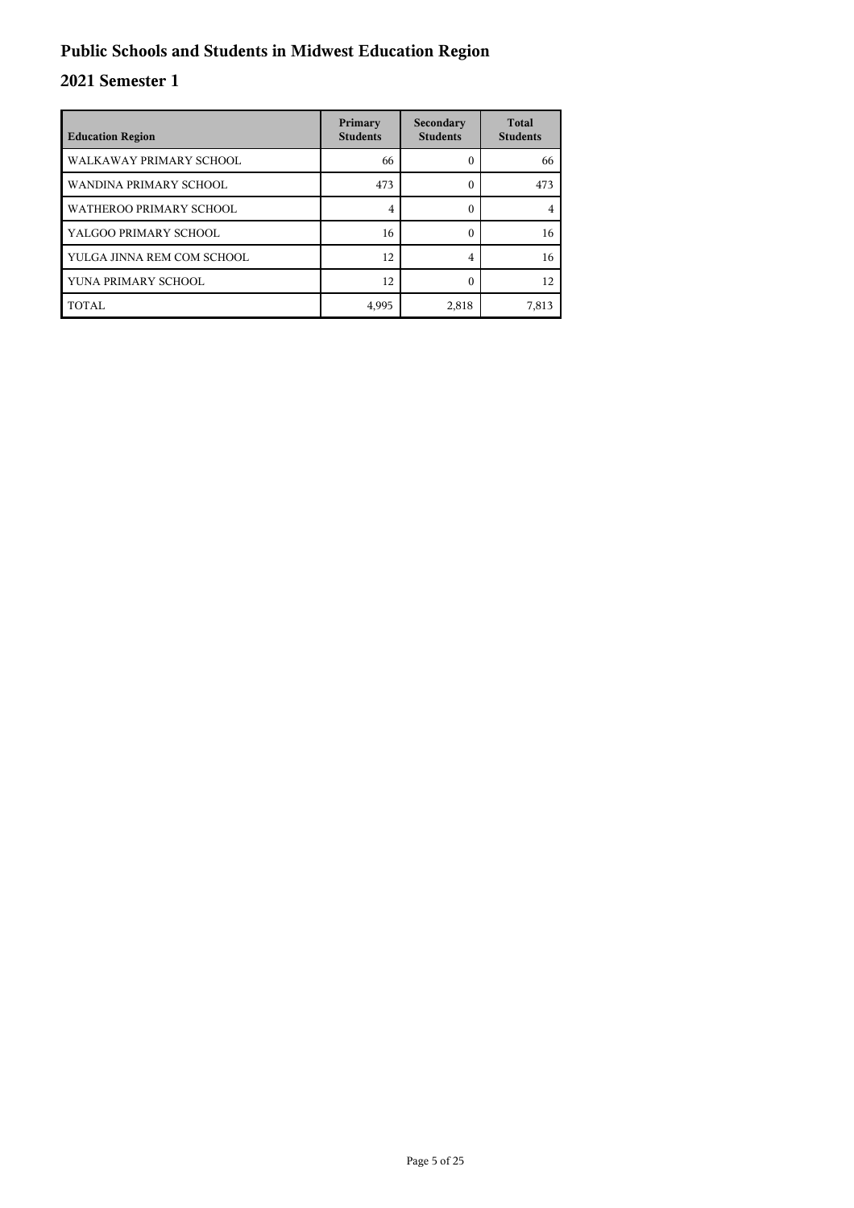# Public Schools and Students in Midwest Education Region

## 2021 Semester 1

| Education Region | Primary Students | Secondary Students | Total Students |
|---|---|---|---|
| WALKAWAY PRIMARY SCHOOL | 66 | 0 | 66 |
| WANDINA PRIMARY SCHOOL | 473 | 0 | 473 |
| WATHEROO PRIMARY SCHOOL | 4 | 0 | 4 |
| YALGOO PRIMARY SCHOOL | 16 | 0 | 16 |
| YULGA JINNA REM COM SCHOOL | 12 | 4 | 16 |
| YUNA PRIMARY SCHOOL | 12 | 0 | 12 |
| TOTAL | 4,995 | 2,818 | 7,813 |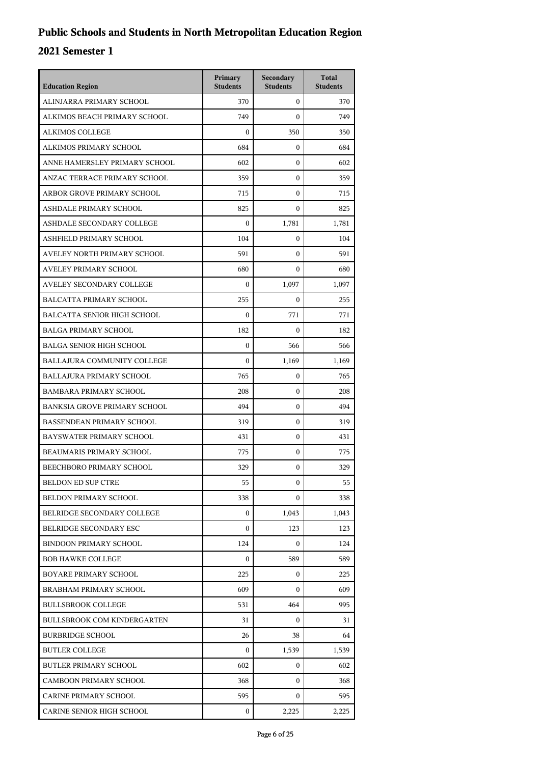# Public Schools and Students in North Metropolitan Education Region

## 2021 Semester 1

| Education Region | Primary Students | Secondary Students | Total Students |
|---|---|---|---|
| ALINJARRA PRIMARY SCHOOL | 370 | 0 | 370 |
| ALKIMOS BEACH PRIMARY SCHOOL | 749 | 0 | 749 |
| ALKIMOS COLLEGE | 0 | 350 | 350 |
| ALKIMOS PRIMARY SCHOOL | 684 | 0 | 684 |
| ANNE HAMERSLEY PRIMARY SCHOOL | 602 | 0 | 602 |
| ANZAC TERRACE PRIMARY SCHOOL | 359 | 0 | 359 |
| ARBOR GROVE PRIMARY SCHOOL | 715 | 0 | 715 |
| ASHDALE PRIMARY SCHOOL | 825 | 0 | 825 |
| ASHDALE SECONDARY COLLEGE | 0 | 1,781 | 1,781 |
| ASHFIELD PRIMARY SCHOOL | 104 | 0 | 104 |
| AVELEY NORTH PRIMARY SCHOOL | 591 | 0 | 591 |
| AVELEY PRIMARY SCHOOL | 680 | 0 | 680 |
| AVELEY SECONDARY COLLEGE | 0 | 1,097 | 1,097 |
| BALCATTA PRIMARY SCHOOL | 255 | 0 | 255 |
| BALCATTA SENIOR HIGH SCHOOL | 0 | 771 | 771 |
| BALGA PRIMARY SCHOOL | 182 | 0 | 182 |
| BALGA SENIOR HIGH SCHOOL | 0 | 566 | 566 |
| BALLAJURA COMMUNITY COLLEGE | 0 | 1,169 | 1,169 |
| BALLAJURA PRIMARY SCHOOL | 765 | 0 | 765 |
| BAMBARA PRIMARY SCHOOL | 208 | 0 | 208 |
| BANKSIA GROVE PRIMARY SCHOOL | 494 | 0 | 494 |
| BASSENDEAN PRIMARY SCHOOL | 319 | 0 | 319 |
| BAYSWATER PRIMARY SCHOOL | 431 | 0 | 431 |
| BEAUMARIS PRIMARY SCHOOL | 775 | 0 | 775 |
| BEECHBORO PRIMARY SCHOOL | 329 | 0 | 329 |
| BELDON ED SUP CTRE | 55 | 0 | 55 |
| BELDON PRIMARY SCHOOL | 338 | 0 | 338 |
| BELRIDGE SECONDARY COLLEGE | 0 | 1,043 | 1,043 |
| BELRIDGE SECONDARY ESC | 0 | 123 | 123 |
| BINDOON PRIMARY SCHOOL | 124 | 0 | 124 |
| BOB HAWKE COLLEGE | 0 | 589 | 589 |
| BOYARE PRIMARY SCHOOL | 225 | 0 | 225 |
| BRABHAM PRIMARY SCHOOL | 609 | 0 | 609 |
| BULLSBROOK COLLEGE | 531 | 464 | 995 |
| BULLSBROOK COM KINDERGARTEN | 31 | 0 | 31 |
| BURBRIDGE SCHOOL | 26 | 38 | 64 |
| BUTLER COLLEGE | 0 | 1,539 | 1,539 |
| BUTLER PRIMARY SCHOOL | 602 | 0 | 602 |
| CAMBOON PRIMARY SCHOOL | 368 | 0 | 368 |
| CARINE PRIMARY SCHOOL | 595 | 0 | 595 |
| CARINE SENIOR HIGH SCHOOL | 0 | 2,225 | 2,225 |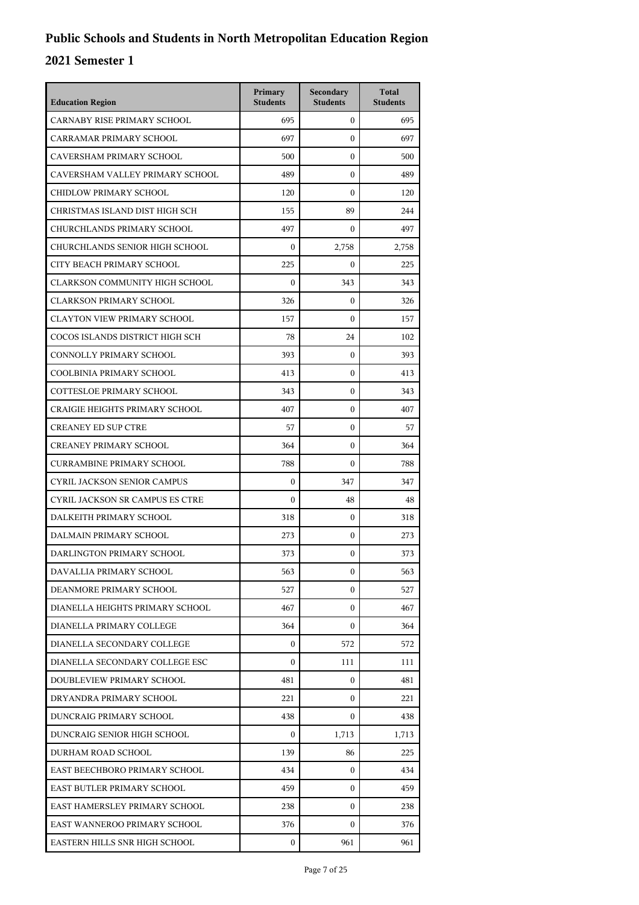# Public Schools and Students in North Metropolitan Education Region

## 2021 Semester 1

| Education Region | Primary Students | Secondary Students | Total Students |
|---|---|---|---|
| CARNABY RISE PRIMARY SCHOOL | 695 | 0 | 695 |
| CARRAMAR PRIMARY SCHOOL | 697 | 0 | 697 |
| CAVERSHAM PRIMARY SCHOOL | 500 | 0 | 500 |
| CAVERSHAM VALLEY PRIMARY SCHOOL | 489 | 0 | 489 |
| CHIDLOW PRIMARY SCHOOL | 120 | 0 | 120 |
| CHRISTMAS ISLAND DIST HIGH SCH | 155 | 89 | 244 |
| CHURCHLANDS PRIMARY SCHOOL | 497 | 0 | 497 |
| CHURCHLANDS SENIOR HIGH SCHOOL | 0 | 2,758 | 2,758 |
| CITY BEACH PRIMARY SCHOOL | 225 | 0 | 225 |
| CLARKSON COMMUNITY HIGH SCHOOL | 0 | 343 | 343 |
| CLARKSON PRIMARY SCHOOL | 326 | 0 | 326 |
| CLAYTON VIEW PRIMARY SCHOOL | 157 | 0 | 157 |
| COCOS ISLANDS DISTRICT HIGH SCH | 78 | 24 | 102 |
| CONNOLLY PRIMARY SCHOOL | 393 | 0 | 393 |
| COOLBINIA PRIMARY SCHOOL | 413 | 0 | 413 |
| COTTESLOE PRIMARY SCHOOL | 343 | 0 | 343 |
| CRAIGIE HEIGHTS PRIMARY SCHOOL | 407 | 0 | 407 |
| CREANEY ED SUP CTRE | 57 | 0 | 57 |
| CREANEY PRIMARY SCHOOL | 364 | 0 | 364 |
| CURRAMBINE PRIMARY SCHOOL | 788 | 0 | 788 |
| CYRIL JACKSON SENIOR CAMPUS | 0 | 347 | 347 |
| CYRIL JACKSON SR CAMPUS ES CTRE | 0 | 48 | 48 |
| DALKEITH PRIMARY SCHOOL | 318 | 0 | 318 |
| DALMAIN PRIMARY SCHOOL | 273 | 0 | 273 |
| DARLINGTON PRIMARY SCHOOL | 373 | 0 | 373 |
| DAVALLIA PRIMARY SCHOOL | 563 | 0 | 563 |
| DEANMORE PRIMARY SCHOOL | 527 | 0 | 527 |
| DIANELLA HEIGHTS PRIMARY SCHOOL | 467 | 0 | 467 |
| DIANELLA PRIMARY COLLEGE | 364 | 0 | 364 |
| DIANELLA SECONDARY COLLEGE | 0 | 572 | 572 |
| DIANELLA SECONDARY COLLEGE ESC | 0 | 111 | 111 |
| DOUBLEVIEW PRIMARY SCHOOL | 481 | 0 | 481 |
| DRYANDRA PRIMARY SCHOOL | 221 | 0 | 221 |
| DUNCRAIG PRIMARY SCHOOL | 438 | 0 | 438 |
| DUNCRAIG SENIOR HIGH SCHOOL | 0 | 1,713 | 1,713 |
| DURHAM ROAD SCHOOL | 139 | 86 | 225 |
| EAST BEECHBORO PRIMARY SCHOOL | 434 | 0 | 434 |
| EAST BUTLER PRIMARY SCHOOL | 459 | 0 | 459 |
| EAST HAMERSLEY PRIMARY SCHOOL | 238 | 0 | 238 |
| EAST WANNEROO PRIMARY SCHOOL | 376 | 0 | 376 |
| EASTERN HILLS SNR HIGH SCHOOL | 0 | 961 | 961 |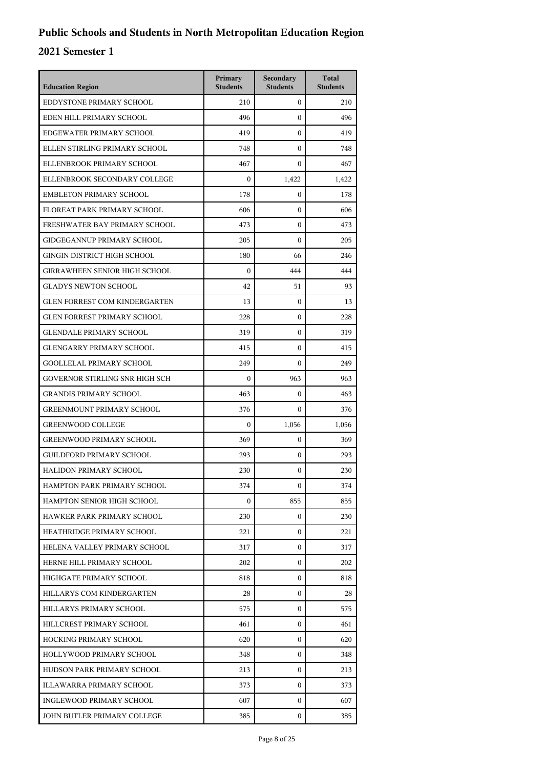# Public Schools and Students in North Metropolitan Education Region

## 2021 Semester 1

| Education Region | Primary Students | Secondary Students | Total Students |
|---|---|---|---|
| EDDYSTONE PRIMARY SCHOOL | 210 | 0 | 210 |
| EDEN HILL PRIMARY SCHOOL | 496 | 0 | 496 |
| EDGEWATER PRIMARY SCHOOL | 419 | 0 | 419 |
| ELLEN STIRLING PRIMARY SCHOOL | 748 | 0 | 748 |
| ELLENBROOK PRIMARY SCHOOL | 467 | 0 | 467 |
| ELLENBROOK SECONDARY COLLEGE | 0 | 1,422 | 1,422 |
| EMBLETON PRIMARY SCHOOL | 178 | 0 | 178 |
| FLOREAT PARK PRIMARY SCHOOL | 606 | 0 | 606 |
| FRESHWATER BAY PRIMARY SCHOOL | 473 | 0 | 473 |
| GIDGEGANNUP PRIMARY SCHOOL | 205 | 0 | 205 |
| GINGIN DISTRICT HIGH SCHOOL | 180 | 66 | 246 |
| GIRRAWHEEN SENIOR HIGH SCHOOL | 0 | 444 | 444 |
| GLADYS NEWTON SCHOOL | 42 | 51 | 93 |
| GLEN FORREST COM KINDERGARTEN | 13 | 0 | 13 |
| GLEN FORREST PRIMARY SCHOOL | 228 | 0 | 228 |
| GLENDALE PRIMARY SCHOOL | 319 | 0 | 319 |
| GLENGARRY PRIMARY SCHOOL | 415 | 0 | 415 |
| GOOLLELAL PRIMARY SCHOOL | 249 | 0 | 249 |
| GOVERNOR STIRLING SNR HIGH SCH | 0 | 963 | 963 |
| GRANDIS PRIMARY SCHOOL | 463 | 0 | 463 |
| GREENMOUNT PRIMARY SCHOOL | 376 | 0 | 376 |
| GREENWOOD COLLEGE | 0 | 1,056 | 1,056 |
| GREENWOOD PRIMARY SCHOOL | 369 | 0 | 369 |
| GUILDFORD PRIMARY SCHOOL | 293 | 0 | 293 |
| HALIDON PRIMARY SCHOOL | 230 | 0 | 230 |
| HAMPTON PARK PRIMARY SCHOOL | 374 | 0 | 374 |
| HAMPTON SENIOR HIGH SCHOOL | 0 | 855 | 855 |
| HAWKER PARK PRIMARY SCHOOL | 230 | 0 | 230 |
| HEATHRIDGE PRIMARY SCHOOL | 221 | 0 | 221 |
| HELENA VALLEY PRIMARY SCHOOL | 317 | 0 | 317 |
| HERNE HILL PRIMARY SCHOOL | 202 | 0 | 202 |
| HIGHGATE PRIMARY SCHOOL | 818 | 0 | 818 |
| HILLARYS COM KINDERGARTEN | 28 | 0 | 28 |
| HILLARYS PRIMARY SCHOOL | 575 | 0 | 575 |
| HILLCREST PRIMARY SCHOOL | 461 | 0 | 461 |
| HOCKING PRIMARY SCHOOL | 620 | 0 | 620 |
| HOLLYWOOD PRIMARY SCHOOL | 348 | 0 | 348 |
| HUDSON PARK PRIMARY SCHOOL | 213 | 0 | 213 |
| ILLAWARRA PRIMARY SCHOOL | 373 | 0 | 373 |
| INGLEWOOD PRIMARY SCHOOL | 607 | 0 | 607 |
| JOHN BUTLER PRIMARY COLLEGE | 385 | 0 | 385 |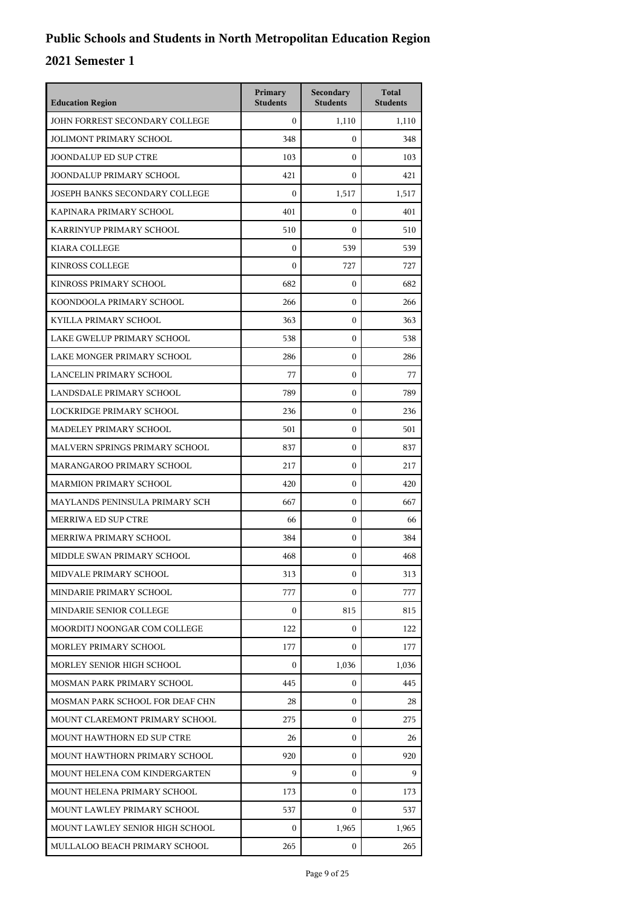# Public Schools and Students in North Metropolitan Education Region

## 2021 Semester 1

| Education Region | Primary Students | Secondary Students | Total Students |
|---|---|---|---|
| JOHN FORREST SECONDARY COLLEGE | 0 | 1,110 | 1,110 |
| JOLIMONT PRIMARY SCHOOL | 348 | 0 | 348 |
| JOONDALUP ED SUP CTRE | 103 | 0 | 103 |
| JOONDALUP PRIMARY SCHOOL | 421 | 0 | 421 |
| JOSEPH BANKS SECONDARY COLLEGE | 0 | 1,517 | 1,517 |
| KAPINARA PRIMARY SCHOOL | 401 | 0 | 401 |
| KARRINYUP PRIMARY SCHOOL | 510 | 0 | 510 |
| KIARA COLLEGE | 0 | 539 | 539 |
| KINROSS COLLEGE | 0 | 727 | 727 |
| KINROSS PRIMARY SCHOOL | 682 | 0 | 682 |
| KOONDOOLA PRIMARY SCHOOL | 266 | 0 | 266 |
| KYILLA PRIMARY SCHOOL | 363 | 0 | 363 |
| LAKE GWELUP PRIMARY SCHOOL | 538 | 0 | 538 |
| LAKE MONGER PRIMARY SCHOOL | 286 | 0 | 286 |
| LANCELIN PRIMARY SCHOOL | 77 | 0 | 77 |
| LANDSDALE PRIMARY SCHOOL | 789 | 0 | 789 |
| LOCKRIDGE PRIMARY SCHOOL | 236 | 0 | 236 |
| MADELEY PRIMARY SCHOOL | 501 | 0 | 501 |
| MALVERN SPRINGS PRIMARY SCHOOL | 837 | 0 | 837 |
| MARANGAROO PRIMARY SCHOOL | 217 | 0 | 217 |
| MARMION PRIMARY SCHOOL | 420 | 0 | 420 |
| MAYLANDS PENINSULA PRIMARY SCH | 667 | 0 | 667 |
| MERRIWA ED SUP CTRE | 66 | 0 | 66 |
| MERRIWA PRIMARY SCHOOL | 384 | 0 | 384 |
| MIDDLE SWAN PRIMARY SCHOOL | 468 | 0 | 468 |
| MIDVALE PRIMARY SCHOOL | 313 | 0 | 313 |
| MINDARIE PRIMARY SCHOOL | 777 | 0 | 777 |
| MINDARIE SENIOR COLLEGE | 0 | 815 | 815 |
| MOORDITJ NOONGAR COM COLLEGE | 122 | 0 | 122 |
| MORLEY PRIMARY SCHOOL | 177 | 0 | 177 |
| MORLEY SENIOR HIGH SCHOOL | 0 | 1,036 | 1,036 |
| MOSMAN PARK PRIMARY SCHOOL | 445 | 0 | 445 |
| MOSMAN PARK SCHOOL FOR DEAF CHN | 28 | 0 | 28 |
| MOUNT CLAREMONT PRIMARY SCHOOL | 275 | 0 | 275 |
| MOUNT HAWTHORN ED SUP CTRE | 26 | 0 | 26 |
| MOUNT HAWTHORN PRIMARY SCHOOL | 920 | 0 | 920 |
| MOUNT HELENA COM KINDERGARTEN | 9 | 0 | 9 |
| MOUNT HELENA PRIMARY SCHOOL | 173 | 0 | 173 |
| MOUNT LAWLEY PRIMARY SCHOOL | 537 | 0 | 537 |
| MOUNT LAWLEY SENIOR HIGH SCHOOL | 0 | 1,965 | 1,965 |
| MULLALOO BEACH PRIMARY SCHOOL | 265 | 0 | 265 |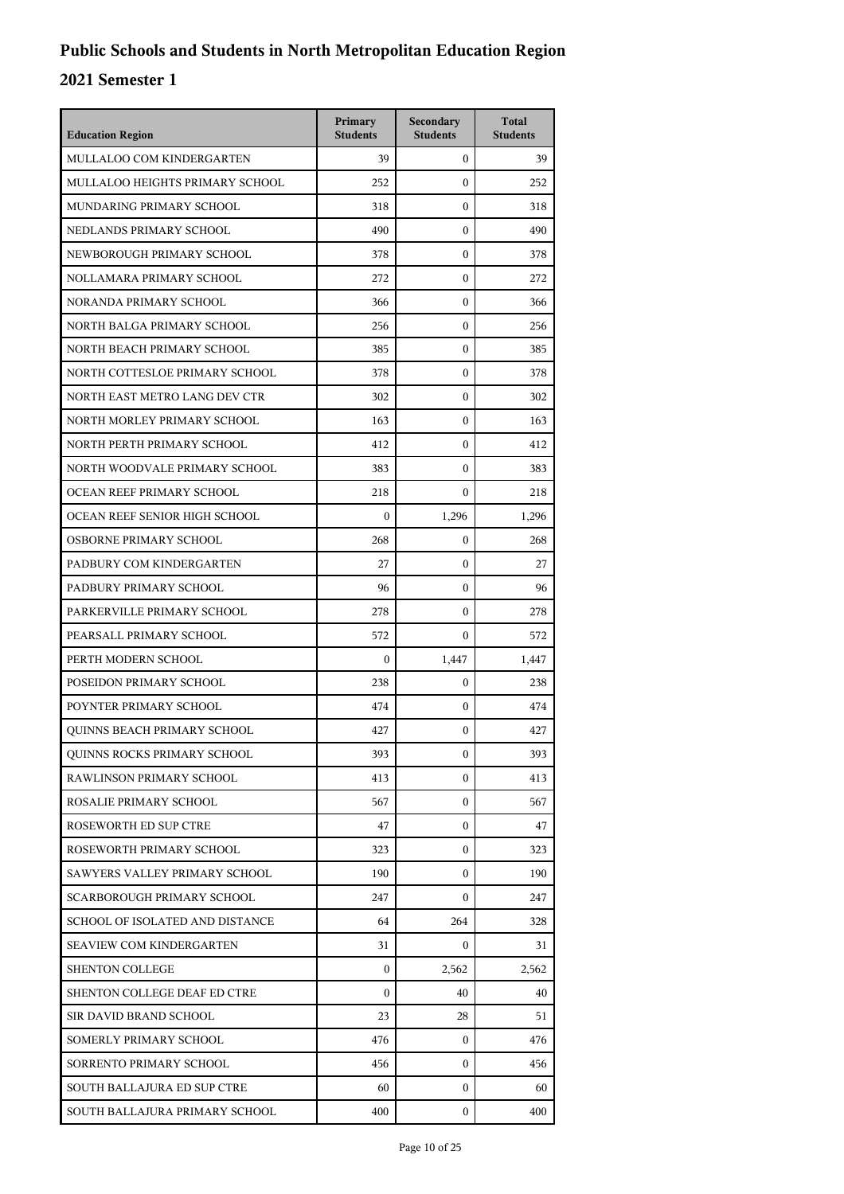# Public Schools and Students in North Metropolitan Education Region

## 2021 Semester 1

| Education Region | Primary Students | Secondary Students | Total Students |
|---|---|---|---|
| MULLALOO COM KINDERGARTEN | 39 | 0 | 39 |
| MULLALOO HEIGHTS PRIMARY SCHOOL | 252 | 0 | 252 |
| MUNDARING PRIMARY SCHOOL | 318 | 0 | 318 |
| NEDLANDS PRIMARY SCHOOL | 490 | 0 | 490 |
| NEWBOROUGH PRIMARY SCHOOL | 378 | 0 | 378 |
| NOLLAMARA PRIMARY SCHOOL | 272 | 0 | 272 |
| NORANDA PRIMARY SCHOOL | 366 | 0 | 366 |
| NORTH BALGA PRIMARY SCHOOL | 256 | 0 | 256 |
| NORTH BEACH PRIMARY SCHOOL | 385 | 0 | 385 |
| NORTH COTTESLOE PRIMARY SCHOOL | 378 | 0 | 378 |
| NORTH EAST METRO LANG DEV CTR | 302 | 0 | 302 |
| NORTH MORLEY PRIMARY SCHOOL | 163 | 0 | 163 |
| NORTH PERTH PRIMARY SCHOOL | 412 | 0 | 412 |
| NORTH WOODVALE PRIMARY SCHOOL | 383 | 0 | 383 |
| OCEAN REEF PRIMARY SCHOOL | 218 | 0 | 218 |
| OCEAN REEF SENIOR HIGH SCHOOL | 0 | 1,296 | 1,296 |
| OSBORNE PRIMARY SCHOOL | 268 | 0 | 268 |
| PADBURY COM KINDERGARTEN | 27 | 0 | 27 |
| PADBURY PRIMARY SCHOOL | 96 | 0 | 96 |
| PARKERVILLE PRIMARY SCHOOL | 278 | 0 | 278 |
| PEARSALL PRIMARY SCHOOL | 572 | 0 | 572 |
| PERTH MODERN SCHOOL | 0 | 1,447 | 1,447 |
| POSEIDON PRIMARY SCHOOL | 238 | 0 | 238 |
| POYNTER PRIMARY SCHOOL | 474 | 0 | 474 |
| QUINNS BEACH PRIMARY SCHOOL | 427 | 0 | 427 |
| QUINNS ROCKS PRIMARY SCHOOL | 393 | 0 | 393 |
| RAWLINSON PRIMARY SCHOOL | 413 | 0 | 413 |
| ROSALIE PRIMARY SCHOOL | 567 | 0 | 567 |
| ROSEWORTH ED SUP CTRE | 47 | 0 | 47 |
| ROSEWORTH PRIMARY SCHOOL | 323 | 0 | 323 |
| SAWYERS VALLEY PRIMARY SCHOOL | 190 | 0 | 190 |
| SCARBOROUGH PRIMARY SCHOOL | 247 | 0 | 247 |
| SCHOOL OF ISOLATED AND DISTANCE | 64 | 264 | 328 |
| SEAVIEW COM KINDERGARTEN | 31 | 0 | 31 |
| SHENTON COLLEGE | 0 | 2,562 | 2,562 |
| SHENTON COLLEGE DEAF ED CTRE | 0 | 40 | 40 |
| SIR DAVID BRAND SCHOOL | 23 | 28 | 51 |
| SOMERLY PRIMARY SCHOOL | 476 | 0 | 476 |
| SORRENTO PRIMARY SCHOOL | 456 | 0 | 456 |
| SOUTH BALLAJURA ED SUP CTRE | 60 | 0 | 60 |
| SOUTH BALLAJURA PRIMARY SCHOOL | 400 | 0 | 400 |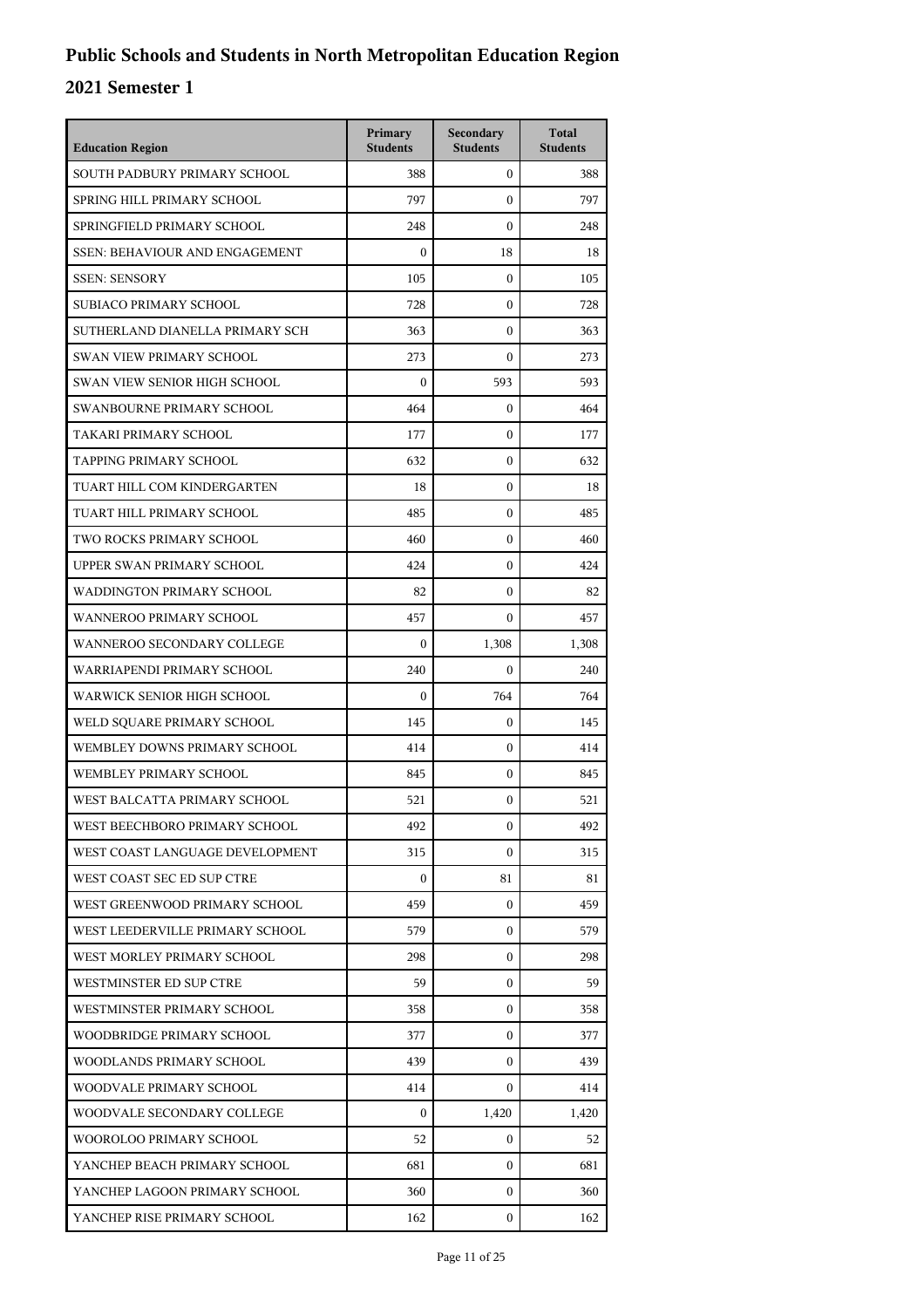# Public Schools and Students in North Metropolitan Education Region

## 2021 Semester 1

| Education Region | Primary Students | Secondary Students | Total Students |
|---|---|---|---|
| SOUTH PADBURY PRIMARY SCHOOL | 388 | 0 | 388 |
| SPRING HILL PRIMARY SCHOOL | 797 | 0 | 797 |
| SPRINGFIELD PRIMARY SCHOOL | 248 | 0 | 248 |
| SSEN: BEHAVIOUR AND ENGAGEMENT | 0 | 18 | 18 |
| SSEN: SENSORY | 105 | 0 | 105 |
| SUBIACO PRIMARY SCHOOL | 728 | 0 | 728 |
| SUTHERLAND DIANELLA PRIMARY SCH | 363 | 0 | 363 |
| SWAN VIEW PRIMARY SCHOOL | 273 | 0 | 273 |
| SWAN VIEW SENIOR HIGH SCHOOL | 0 | 593 | 593 |
| SWANBOURNE PRIMARY SCHOOL | 464 | 0 | 464 |
| TAKARI PRIMARY SCHOOL | 177 | 0 | 177 |
| TAPPING PRIMARY SCHOOL | 632 | 0 | 632 |
| TUART HILL COM KINDERGARTEN | 18 | 0 | 18 |
| TUART HILL PRIMARY SCHOOL | 485 | 0 | 485 |
| TWO ROCKS PRIMARY SCHOOL | 460 | 0 | 460 |
| UPPER SWAN PRIMARY SCHOOL | 424 | 0 | 424 |
| WADDINGTON PRIMARY SCHOOL | 82 | 0 | 82 |
| WANNEROO PRIMARY SCHOOL | 457 | 0 | 457 |
| WANNEROO SECONDARY COLLEGE | 0 | 1,308 | 1,308 |
| WARRIAPENDI PRIMARY SCHOOL | 240 | 0 | 240 |
| WARWICK SENIOR HIGH SCHOOL | 0 | 764 | 764 |
| WELD SQUARE PRIMARY SCHOOL | 145 | 0 | 145 |
| WEMBLEY DOWNS PRIMARY SCHOOL | 414 | 0 | 414 |
| WEMBLEY PRIMARY SCHOOL | 845 | 0 | 845 |
| WEST BALCATTA PRIMARY SCHOOL | 521 | 0 | 521 |
| WEST BEECHBORO PRIMARY SCHOOL | 492 | 0 | 492 |
| WEST COAST LANGUAGE DEVELOPMENT | 315 | 0 | 315 |
| WEST COAST SEC ED SUP CTRE | 0 | 81 | 81 |
| WEST GREENWOOD PRIMARY SCHOOL | 459 | 0 | 459 |
| WEST LEEDERVILLE PRIMARY SCHOOL | 579 | 0 | 579 |
| WEST MORLEY PRIMARY SCHOOL | 298 | 0 | 298 |
| WESTMINSTER ED SUP CTRE | 59 | 0 | 59 |
| WESTMINSTER PRIMARY SCHOOL | 358 | 0 | 358 |
| WOODBRIDGE PRIMARY SCHOOL | 377 | 0 | 377 |
| WOODLANDS PRIMARY SCHOOL | 439 | 0 | 439 |
| WOODVALE PRIMARY SCHOOL | 414 | 0 | 414 |
| WOODVALE SECONDARY COLLEGE | 0 | 1,420 | 1,420 |
| WOOROLOO PRIMARY SCHOOL | 52 | 0 | 52 |
| YANCHEP BEACH PRIMARY SCHOOL | 681 | 0 | 681 |
| YANCHEP LAGOON PRIMARY SCHOOL | 360 | 0 | 360 |
| YANCHEP RISE PRIMARY SCHOOL | 162 | 0 | 162 |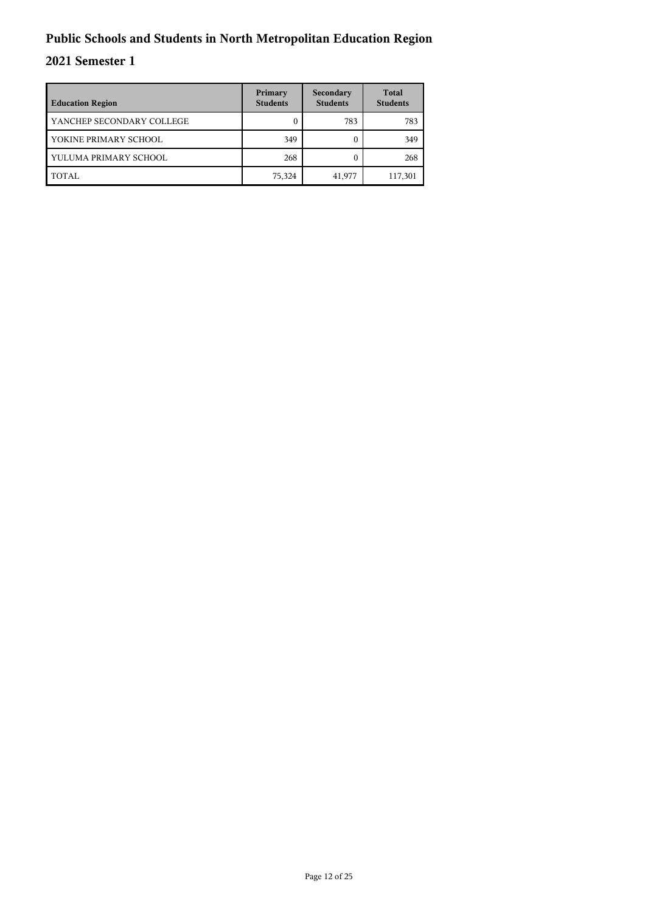# Public Schools and Students in North Metropolitan Education Region

## 2021 Semester 1

| Education Region | Primary Students | Secondary Students | Total Students |
|---|---|---|---|
| YANCHEP SECONDARY COLLEGE | 0 | 783 | 783 |
| YOKINE PRIMARY SCHOOL | 349 | 0 | 349 |
| YULUMA PRIMARY SCHOOL | 268 | 0 | 268 |
| TOTAL | 75,324 | 41,977 | 117,301 |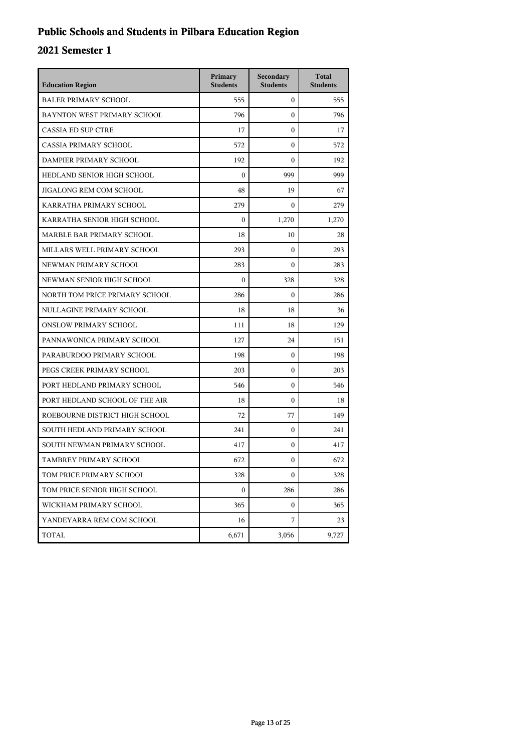# Public Schools and Students in Pilbara Education Region

## 2021 Semester 1

| Education Region | Primary Students | Secondary Students | Total Students |
|---|---|---|---|
| BALER PRIMARY SCHOOL | 555 | 0 | 555 |
| BAYNTON WEST PRIMARY SCHOOL | 796 | 0 | 796 |
| CASSIA ED SUP CTRE | 17 | 0 | 17 |
| CASSIA PRIMARY SCHOOL | 572 | 0 | 572 |
| DAMPIER PRIMARY SCHOOL | 192 | 0 | 192 |
| HEDLAND SENIOR HIGH SCHOOL | 0 | 999 | 999 |
| JIGALONG REM COM SCHOOL | 48 | 19 | 67 |
| KARRATHA PRIMARY SCHOOL | 279 | 0 | 279 |
| KARRATHA SENIOR HIGH SCHOOL | 0 | 1,270 | 1,270 |
| MARBLE BAR PRIMARY SCHOOL | 18 | 10 | 28 |
| MILLARS WELL PRIMARY SCHOOL | 293 | 0 | 293 |
| NEWMAN PRIMARY SCHOOL | 283 | 0 | 283 |
| NEWMAN SENIOR HIGH SCHOOL | 0 | 328 | 328 |
| NORTH TOM PRICE PRIMARY SCHOOL | 286 | 0 | 286 |
| NULLAGINE PRIMARY SCHOOL | 18 | 18 | 36 |
| ONSLOW PRIMARY SCHOOL | 111 | 18 | 129 |
| PANNAWONICA PRIMARY SCHOOL | 127 | 24 | 151 |
| PARABURDOO PRIMARY SCHOOL | 198 | 0 | 198 |
| PEGS CREEK PRIMARY SCHOOL | 203 | 0 | 203 |
| PORT HEDLAND PRIMARY SCHOOL | 546 | 0 | 546 |
| PORT HEDLAND SCHOOL OF THE AIR | 18 | 0 | 18 |
| ROEBOURNE DISTRICT HIGH SCHOOL | 72 | 77 | 149 |
| SOUTH HEDLAND PRIMARY SCHOOL | 241 | 0 | 241 |
| SOUTH NEWMAN PRIMARY SCHOOL | 417 | 0 | 417 |
| TAMBREY PRIMARY SCHOOL | 672 | 0 | 672 |
| TOM PRICE PRIMARY SCHOOL | 328 | 0 | 328 |
| TOM PRICE SENIOR HIGH SCHOOL | 0 | 286 | 286 |
| WICKHAM PRIMARY SCHOOL | 365 | 0 | 365 |
| YANDEYARRA REM COM SCHOOL | 16 | 7 | 23 |
| TOTAL | 6,671 | 3,056 | 9,727 |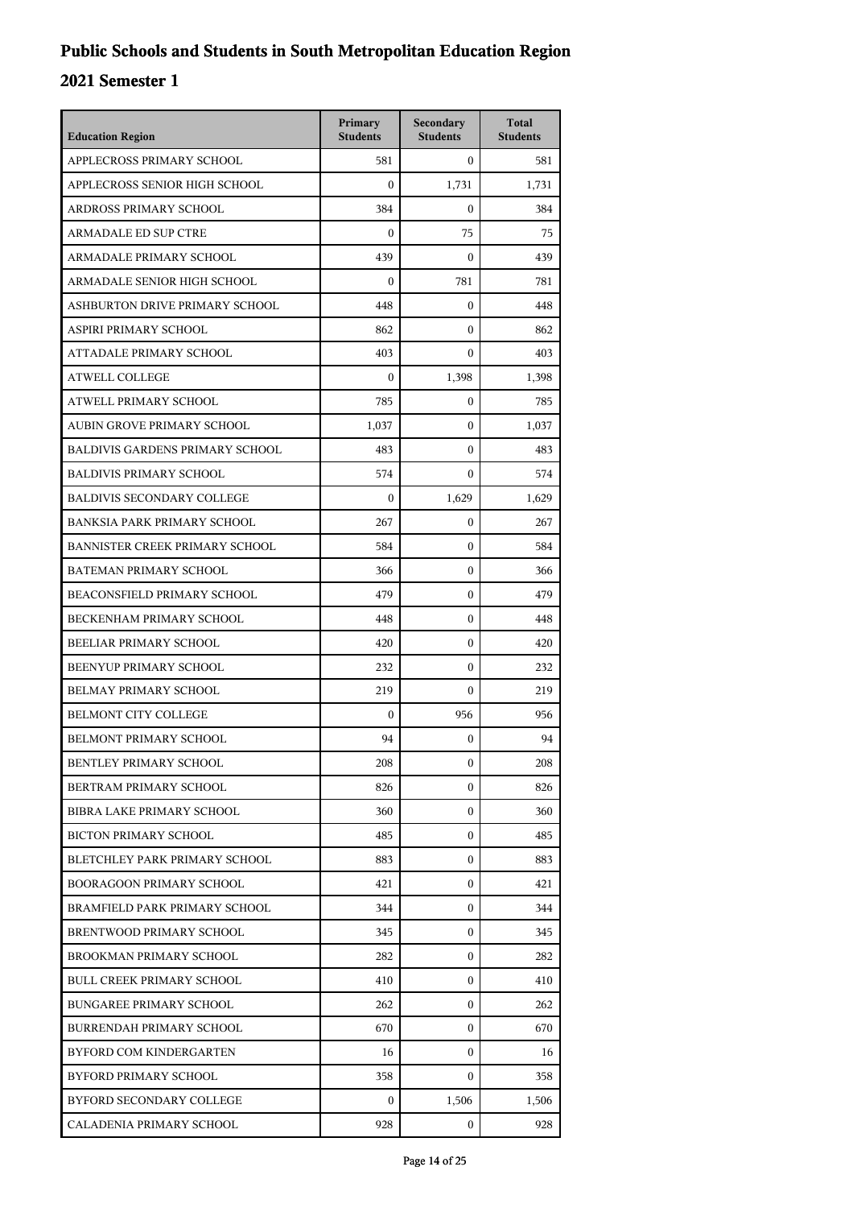# Public Schools and Students in South Metropolitan Education Region

## 2021 Semester 1

| Education Region | Primary Students | Secondary Students | Total Students |
|---|---|---|---|
| APPLECROSS PRIMARY SCHOOL | 581 | 0 | 581 |
| APPLECROSS SENIOR HIGH SCHOOL | 0 | 1,731 | 1,731 |
| ARDROSS PRIMARY SCHOOL | 384 | 0 | 384 |
| ARMADALE ED SUP CTRE | 0 | 75 | 75 |
| ARMADALE PRIMARY SCHOOL | 439 | 0 | 439 |
| ARMADALE SENIOR HIGH SCHOOL | 0 | 781 | 781 |
| ASHBURTON DRIVE PRIMARY SCHOOL | 448 | 0 | 448 |
| ASPIRI PRIMARY SCHOOL | 862 | 0 | 862 |
| ATTADALE PRIMARY SCHOOL | 403 | 0 | 403 |
| ATWELL COLLEGE | 0 | 1,398 | 1,398 |
| ATWELL PRIMARY SCHOOL | 785 | 0 | 785 |
| AUBIN GROVE PRIMARY SCHOOL | 1,037 | 0 | 1,037 |
| BALDIVIS GARDENS PRIMARY SCHOOL | 483 | 0 | 483 |
| BALDIVIS PRIMARY SCHOOL | 574 | 0 | 574 |
| BALDIVIS SECONDARY COLLEGE | 0 | 1,629 | 1,629 |
| BANKSIA PARK PRIMARY SCHOOL | 267 | 0 | 267 |
| BANNISTER CREEK PRIMARY SCHOOL | 584 | 0 | 584 |
| BATEMAN PRIMARY SCHOOL | 366 | 0 | 366 |
| BEACONSFIELD PRIMARY SCHOOL | 479 | 0 | 479 |
| BECKENHAM PRIMARY SCHOOL | 448 | 0 | 448 |
| BEELIAR PRIMARY SCHOOL | 420 | 0 | 420 |
| BEENYUP PRIMARY SCHOOL | 232 | 0 | 232 |
| BELMAY PRIMARY SCHOOL | 219 | 0 | 219 |
| BELMONT CITY COLLEGE | 0 | 956 | 956 |
| BELMONT PRIMARY SCHOOL | 94 | 0 | 94 |
| BENTLEY PRIMARY SCHOOL | 208 | 0 | 208 |
| BERTRAM PRIMARY SCHOOL | 826 | 0 | 826 |
| BIBRA LAKE PRIMARY SCHOOL | 360 | 0 | 360 |
| BICTON PRIMARY SCHOOL | 485 | 0 | 485 |
| BLETCHLEY PARK PRIMARY SCHOOL | 883 | 0 | 883 |
| BOORAGOON PRIMARY SCHOOL | 421 | 0 | 421 |
| BRAMFIELD PARK PRIMARY SCHOOL | 344 | 0 | 344 |
| BRENTWOOD PRIMARY SCHOOL | 345 | 0 | 345 |
| BROOKMAN PRIMARY SCHOOL | 282 | 0 | 282 |
| BULL CREEK PRIMARY SCHOOL | 410 | 0 | 410 |
| BUNGAREE PRIMARY SCHOOL | 262 | 0 | 262 |
| BURRENDAH PRIMARY SCHOOL | 670 | 0 | 670 |
| BYFORD COM KINDERGARTEN | 16 | 0 | 16 |
| BYFORD PRIMARY SCHOOL | 358 | 0 | 358 |
| BYFORD SECONDARY COLLEGE | 0 | 1,506 | 1,506 |
| CALADENIA PRIMARY SCHOOL | 928 | 0 | 928 |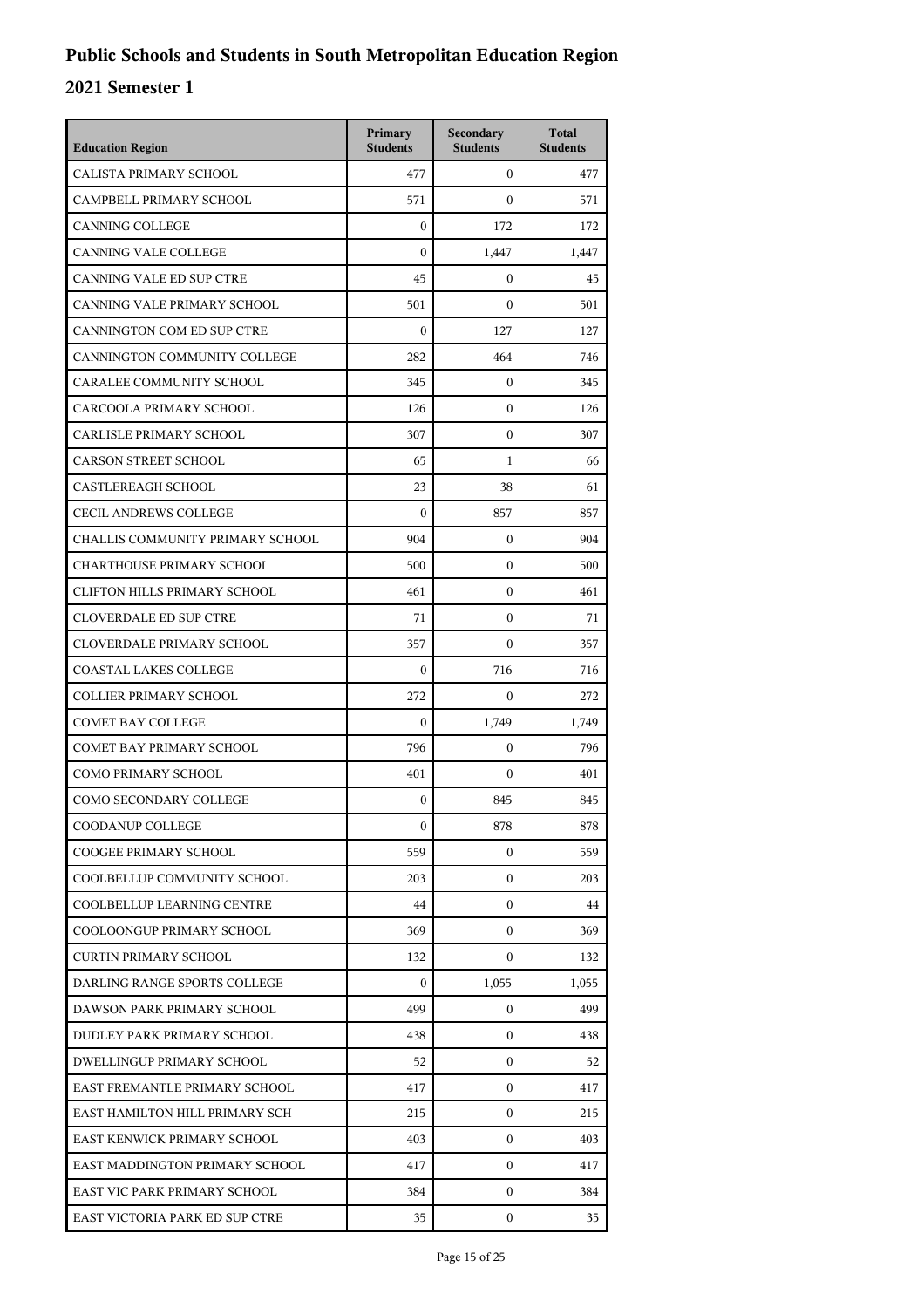# Public Schools and Students in South Metropolitan Education Region

## 2021 Semester 1

| Education Region | Primary Students | Secondary Students | Total Students |
|---|---|---|---|
| CALISTA PRIMARY SCHOOL | 477 | 0 | 477 |
| CAMPBELL PRIMARY SCHOOL | 571 | 0 | 571 |
| CANNING COLLEGE | 0 | 172 | 172 |
| CANNING VALE COLLEGE | 0 | 1,447 | 1,447 |
| CANNING VALE ED SUP CTRE | 45 | 0 | 45 |
| CANNING VALE PRIMARY SCHOOL | 501 | 0 | 501 |
| CANNINGTON COM ED SUP CTRE | 0 | 127 | 127 |
| CANNINGTON COMMUNITY COLLEGE | 282 | 464 | 746 |
| CARALEE COMMUNITY SCHOOL | 345 | 0 | 345 |
| CARCOOLA PRIMARY SCHOOL | 126 | 0 | 126 |
| CARLISLE PRIMARY SCHOOL | 307 | 0 | 307 |
| CARSON STREET SCHOOL | 65 | 1 | 66 |
| CASTLEREAGH SCHOOL | 23 | 38 | 61 |
| CECIL ANDREWS COLLEGE | 0 | 857 | 857 |
| CHALLIS COMMUNITY PRIMARY SCHOOL | 904 | 0 | 904 |
| CHARTHOUSE PRIMARY SCHOOL | 500 | 0 | 500 |
| CLIFTON HILLS PRIMARY SCHOOL | 461 | 0 | 461 |
| CLOVERDALE ED SUP CTRE | 71 | 0 | 71 |
| CLOVERDALE PRIMARY SCHOOL | 357 | 0 | 357 |
| COASTAL LAKES COLLEGE | 0 | 716 | 716 |
| COLLIER PRIMARY SCHOOL | 272 | 0 | 272 |
| COMET BAY COLLEGE | 0 | 1,749 | 1,749 |
| COMET BAY PRIMARY SCHOOL | 796 | 0 | 796 |
| COMO PRIMARY SCHOOL | 401 | 0 | 401 |
| COMO SECONDARY COLLEGE | 0 | 845 | 845 |
| COODANUP COLLEGE | 0 | 878 | 878 |
| COOGEE PRIMARY SCHOOL | 559 | 0 | 559 |
| COOLBELLUP COMMUNITY SCHOOL | 203 | 0 | 203 |
| COOLBELLUP LEARNING CENTRE | 44 | 0 | 44 |
| COOLOONGUP PRIMARY SCHOOL | 369 | 0 | 369 |
| CURTIN PRIMARY SCHOOL | 132 | 0 | 132 |
| DARLING RANGE SPORTS COLLEGE | 0 | 1,055 | 1,055 |
| DAWSON PARK PRIMARY SCHOOL | 499 | 0 | 499 |
| DUDLEY PARK PRIMARY SCHOOL | 438 | 0 | 438 |
| DWELLINGUP PRIMARY SCHOOL | 52 | 0 | 52 |
| EAST FREMANTLE PRIMARY SCHOOL | 417 | 0 | 417 |
| EAST HAMILTON HILL PRIMARY SCH | 215 | 0 | 215 |
| EAST KENWICK PRIMARY SCHOOL | 403 | 0 | 403 |
| EAST MADDINGTON PRIMARY SCHOOL | 417 | 0 | 417 |
| EAST VIC PARK PRIMARY SCHOOL | 384 | 0 | 384 |
| EAST VICTORIA PARK ED SUP CTRE | 35 | 0 | 35 |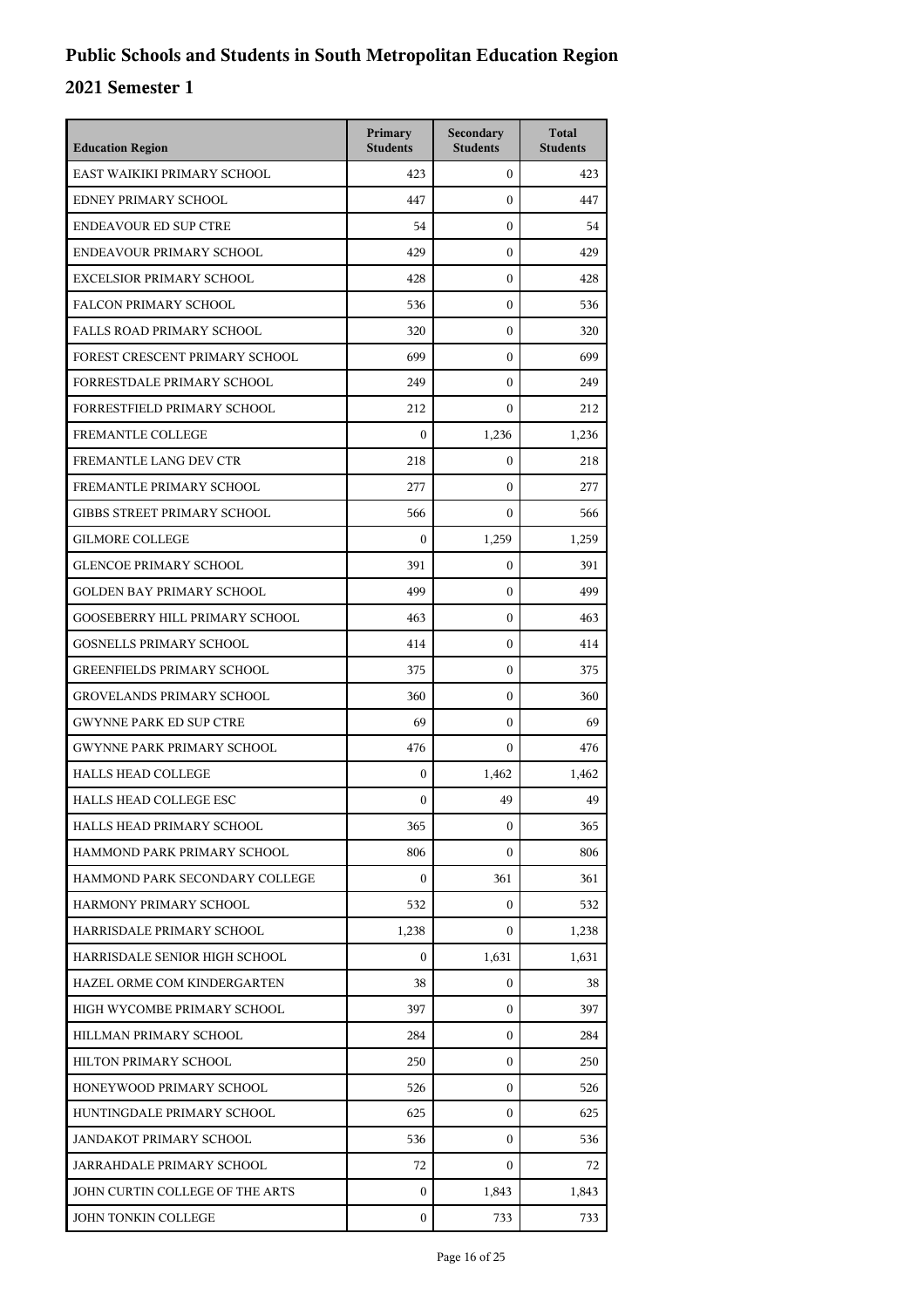# Public Schools and Students in South Metropolitan Education Region

## 2021 Semester 1

| Education Region | Primary Students | Secondary Students | Total Students |
|---|---|---|---|
| EAST WAIKIKI PRIMARY SCHOOL | 423 | 0 | 423 |
| EDNEY PRIMARY SCHOOL | 447 | 0 | 447 |
| ENDEAVOUR ED SUP CTRE | 54 | 0 | 54 |
| ENDEAVOUR PRIMARY SCHOOL | 429 | 0 | 429 |
| EXCELSIOR PRIMARY SCHOOL | 428 | 0 | 428 |
| FALCON PRIMARY SCHOOL | 536 | 0 | 536 |
| FALLS ROAD PRIMARY SCHOOL | 320 | 0 | 320 |
| FOREST CRESCENT PRIMARY SCHOOL | 699 | 0 | 699 |
| FORRESTDALE PRIMARY SCHOOL | 249 | 0 | 249 |
| FORRESTFIELD PRIMARY SCHOOL | 212 | 0 | 212 |
| FREMANTLE COLLEGE | 0 | 1,236 | 1,236 |
| FREMANTLE LANG DEV CTR | 218 | 0 | 218 |
| FREMANTLE PRIMARY SCHOOL | 277 | 0 | 277 |
| GIBBS STREET PRIMARY SCHOOL | 566 | 0 | 566 |
| GILMORE COLLEGE | 0 | 1,259 | 1,259 |
| GLENCOE PRIMARY SCHOOL | 391 | 0 | 391 |
| GOLDEN BAY PRIMARY SCHOOL | 499 | 0 | 499 |
| GOOSEBERRY HILL PRIMARY SCHOOL | 463 | 0 | 463 |
| GOSNELLS PRIMARY SCHOOL | 414 | 0 | 414 |
| GREENFIELDS PRIMARY SCHOOL | 375 | 0 | 375 |
| GROVELANDS PRIMARY SCHOOL | 360 | 0 | 360 |
| GWYNNE PARK ED SUP CTRE | 69 | 0 | 69 |
| GWYNNE PARK PRIMARY SCHOOL | 476 | 0 | 476 |
| HALLS HEAD COLLEGE | 0 | 1,462 | 1,462 |
| HALLS HEAD COLLEGE ESC | 0 | 49 | 49 |
| HALLS HEAD PRIMARY SCHOOL | 365 | 0 | 365 |
| HAMMOND PARK PRIMARY SCHOOL | 806 | 0 | 806 |
| HAMMOND PARK SECONDARY COLLEGE | 0 | 361 | 361 |
| HARMONY PRIMARY SCHOOL | 532 | 0 | 532 |
| HARRISDALE PRIMARY SCHOOL | 1,238 | 0 | 1,238 |
| HARRISDALE SENIOR HIGH SCHOOL | 0 | 1,631 | 1,631 |
| HAZEL ORME COM KINDERGARTEN | 38 | 0 | 38 |
| HIGH WYCOMBE PRIMARY SCHOOL | 397 | 0 | 397 |
| HILLMAN PRIMARY SCHOOL | 284 | 0 | 284 |
| HILTON PRIMARY SCHOOL | 250 | 0 | 250 |
| HONEYWOOD PRIMARY SCHOOL | 526 | 0 | 526 |
| HUNTINGDALE PRIMARY SCHOOL | 625 | 0 | 625 |
| JANDAKOT PRIMARY SCHOOL | 536 | 0 | 536 |
| JARRAHDALE PRIMARY SCHOOL | 72 | 0 | 72 |
| JOHN CURTIN COLLEGE OF THE ARTS | 0 | 1,843 | 1,843 |
| JOHN TONKIN COLLEGE | 0 | 733 | 733 |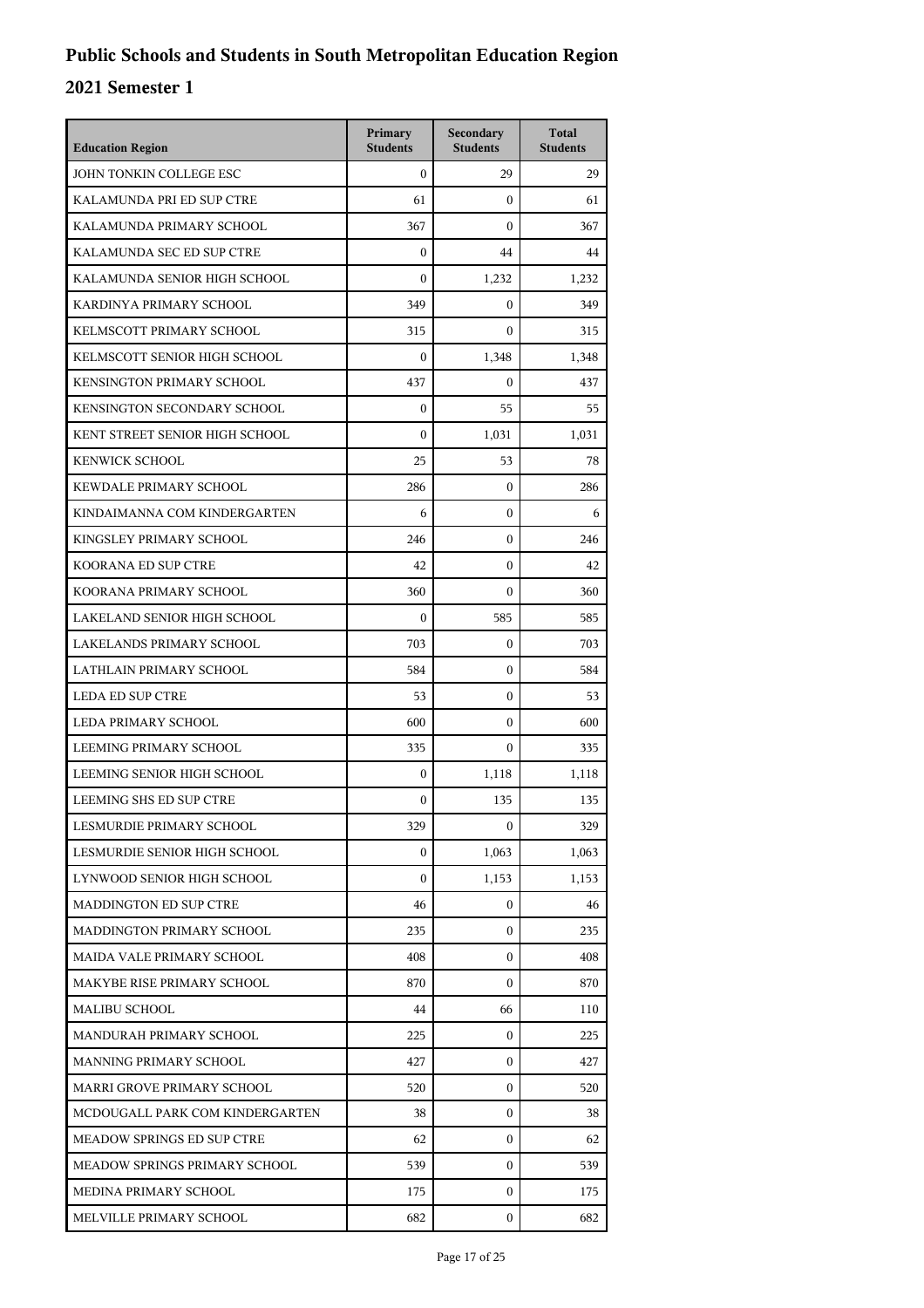# Public Schools and Students in South Metropolitan Education Region

## 2021 Semester 1

| Education Region | Primary Students | Secondary Students | Total Students |
|---|---|---|---|
| JOHN TONKIN COLLEGE ESC | 0 | 29 | 29 |
| KALAMUNDA PRI ED SUP CTRE | 61 | 0 | 61 |
| KALAMUNDA PRIMARY SCHOOL | 367 | 0 | 367 |
| KALAMUNDA SEC ED SUP CTRE | 0 | 44 | 44 |
| KALAMUNDA SENIOR HIGH SCHOOL | 0 | 1,232 | 1,232 |
| KARDINYA PRIMARY SCHOOL | 349 | 0 | 349 |
| KELMSCOTT PRIMARY SCHOOL | 315 | 0 | 315 |
| KELMSCOTT SENIOR HIGH SCHOOL | 0 | 1,348 | 1,348 |
| KENSINGTON PRIMARY SCHOOL | 437 | 0 | 437 |
| KENSINGTON SECONDARY SCHOOL | 0 | 55 | 55 |
| KENT STREET SENIOR HIGH SCHOOL | 0 | 1,031 | 1,031 |
| KENWICK SCHOOL | 25 | 53 | 78 |
| KEWDALE PRIMARY SCHOOL | 286 | 0 | 286 |
| KINDAIMANNA COM KINDERGARTEN | 6 | 0 | 6 |
| KINGSLEY PRIMARY SCHOOL | 246 | 0 | 246 |
| KOORANA ED SUP CTRE | 42 | 0 | 42 |
| KOORANA PRIMARY SCHOOL | 360 | 0 | 360 |
| LAKELAND SENIOR HIGH SCHOOL | 0 | 585 | 585 |
| LAKELANDS PRIMARY SCHOOL | 703 | 0 | 703 |
| LATHLAIN PRIMARY SCHOOL | 584 | 0 | 584 |
| LEDA ED SUP CTRE | 53 | 0 | 53 |
| LEDA PRIMARY SCHOOL | 600 | 0 | 600 |
| LEEMING PRIMARY SCHOOL | 335 | 0 | 335 |
| LEEMING SENIOR HIGH SCHOOL | 0 | 1,118 | 1,118 |
| LEEMING SHS ED SUP CTRE | 0 | 135 | 135 |
| LESMURDIE PRIMARY SCHOOL | 329 | 0 | 329 |
| LESMURDIE SENIOR HIGH SCHOOL | 0 | 1,063 | 1,063 |
| LYNWOOD SENIOR HIGH SCHOOL | 0 | 1,153 | 1,153 |
| MADDINGTON ED SUP CTRE | 46 | 0 | 46 |
| MADDINGTON PRIMARY SCHOOL | 235 | 0 | 235 |
| MAIDA VALE PRIMARY SCHOOL | 408 | 0 | 408 |
| MAKYBE RISE PRIMARY SCHOOL | 870 | 0 | 870 |
| MALIBU SCHOOL | 44 | 66 | 110 |
| MANDURAH PRIMARY SCHOOL | 225 | 0 | 225 |
| MANNING PRIMARY SCHOOL | 427 | 0 | 427 |
| MARRI GROVE PRIMARY SCHOOL | 520 | 0 | 520 |
| MCDOUGALL PARK COM KINDERGARTEN | 38 | 0 | 38 |
| MEADOW SPRINGS ED SUP CTRE | 62 | 0 | 62 |
| MEADOW SPRINGS PRIMARY SCHOOL | 539 | 0 | 539 |
| MEDINA PRIMARY SCHOOL | 175 | 0 | 175 |
| MELVILLE PRIMARY SCHOOL | 682 | 0 | 682 |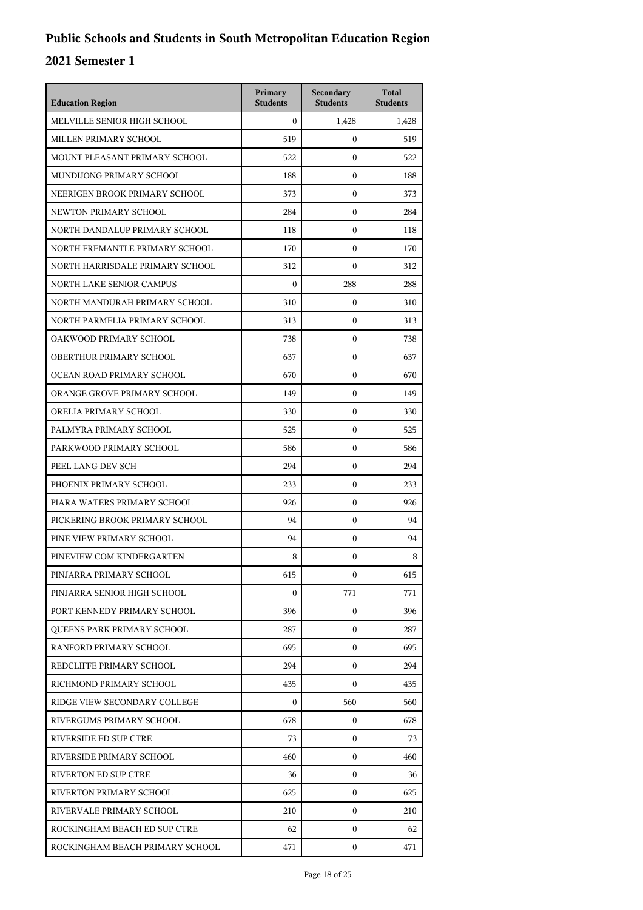# Public Schools and Students in South Metropolitan Education Region

## 2021 Semester 1

| Education Region | Primary Students | Secondary Students | Total Students |
| --- | --- | --- | --- |
| MELVILLE SENIOR HIGH SCHOOL | 0 | 1,428 | 1,428 |
| MILLEN PRIMARY SCHOOL | 519 | 0 | 519 |
| MOUNT PLEASANT PRIMARY SCHOOL | 522 | 0 | 522 |
| MUNDIJONG PRIMARY SCHOOL | 188 | 0 | 188 |
| NEERIGEN BROOK PRIMARY SCHOOL | 373 | 0 | 373 |
| NEWTON PRIMARY SCHOOL | 284 | 0 | 284 |
| NORTH DANDALUP PRIMARY SCHOOL | 118 | 0 | 118 |
| NORTH FREMANTLE PRIMARY SCHOOL | 170 | 0 | 170 |
| NORTH HARRISDALE PRIMARY SCHOOL | 312 | 0 | 312 |
| NORTH LAKE SENIOR CAMPUS | 0 | 288 | 288 |
| NORTH MANDURAH PRIMARY SCHOOL | 310 | 0 | 310 |
| NORTH PARMELIA PRIMARY SCHOOL | 313 | 0 | 313 |
| OAKWOOD PRIMARY SCHOOL | 738 | 0 | 738 |
| OBERTHUR PRIMARY SCHOOL | 637 | 0 | 637 |
| OCEAN ROAD PRIMARY SCHOOL | 670 | 0 | 670 |
| ORANGE GROVE PRIMARY SCHOOL | 149 | 0 | 149 |
| ORELIA PRIMARY SCHOOL | 330 | 0 | 330 |
| PALMYRA PRIMARY SCHOOL | 525 | 0 | 525 |
| PARKWOOD PRIMARY SCHOOL | 586 | 0 | 586 |
| PEEL LANG DEV SCH | 294 | 0 | 294 |
| PHOENIX PRIMARY SCHOOL | 233 | 0 | 233 |
| PIARA WATERS PRIMARY SCHOOL | 926 | 0 | 926 |
| PICKERING BROOK PRIMARY SCHOOL | 94 | 0 | 94 |
| PINE VIEW PRIMARY SCHOOL | 94 | 0 | 94 |
| PINEVIEW COM KINDERGARTEN | 8 | 0 | 8 |
| PINJARRA PRIMARY SCHOOL | 615 | 0 | 615 |
| PINJARRA SENIOR HIGH SCHOOL | 0 | 771 | 771 |
| PORT KENNEDY PRIMARY SCHOOL | 396 | 0 | 396 |
| QUEENS PARK PRIMARY SCHOOL | 287 | 0 | 287 |
| RANFORD PRIMARY SCHOOL | 695 | 0 | 695 |
| REDCLIFFE PRIMARY SCHOOL | 294 | 0 | 294 |
| RICHMOND PRIMARY SCHOOL | 435 | 0 | 435 |
| RIDGE VIEW SECONDARY COLLEGE | 0 | 560 | 560 |
| RIVERGUMS PRIMARY SCHOOL | 678 | 0 | 678 |
| RIVERSIDE ED SUP CTRE | 73 | 0 | 73 |
| RIVERSIDE PRIMARY SCHOOL | 460 | 0 | 460 |
| RIVERTON ED SUP CTRE | 36 | 0 | 36 |
| RIVERTON PRIMARY SCHOOL | 625 | 0 | 625 |
| RIVERVALE PRIMARY SCHOOL | 210 | 0 | 210 |
| ROCKINGHAM BEACH ED SUP CTRE | 62 | 0 | 62 |
| ROCKINGHAM BEACH PRIMARY SCHOOL | 471 | 0 | 471 |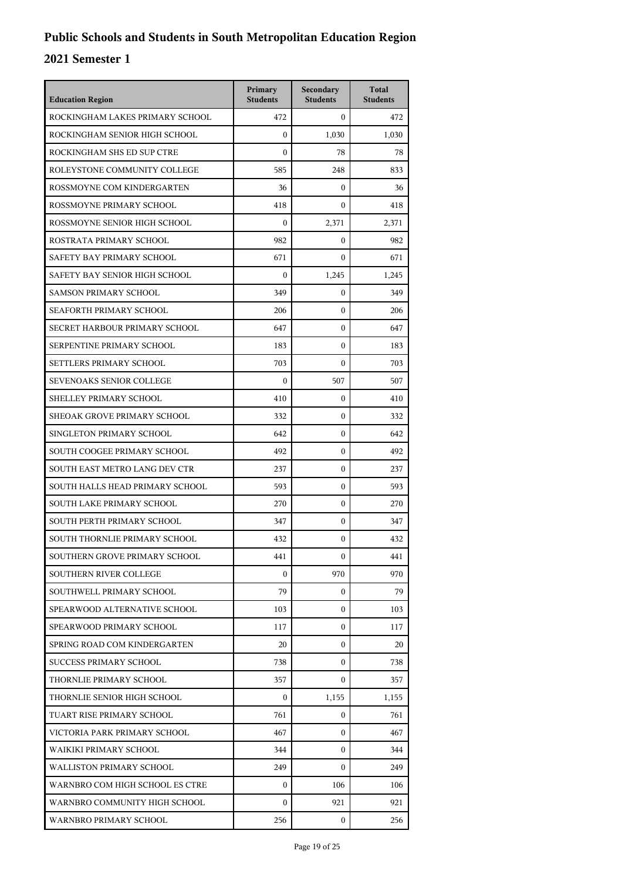# Public Schools and Students in South Metropolitan Education Region

## 2021 Semester 1

| Education Region | Primary Students | Secondary Students | Total Students |
|---|---|---|---|
| ROCKINGHAM LAKES PRIMARY SCHOOL | 472 | 0 | 472 |
| ROCKINGHAM SENIOR HIGH SCHOOL | 0 | 1,030 | 1,030 |
| ROCKINGHAM SHS ED SUP CTRE | 0 | 78 | 78 |
| ROLEYSTONE COMMUNITY COLLEGE | 585 | 248 | 833 |
| ROSSMOYNE COM KINDERGARTEN | 36 | 0 | 36 |
| ROSSMOYNE PRIMARY SCHOOL | 418 | 0 | 418 |
| ROSSMOYNE SENIOR HIGH SCHOOL | 0 | 2,371 | 2,371 |
| ROSTRATA PRIMARY SCHOOL | 982 | 0 | 982 |
| SAFETY BAY PRIMARY SCHOOL | 671 | 0 | 671 |
| SAFETY BAY SENIOR HIGH SCHOOL | 0 | 1,245 | 1,245 |
| SAMSON PRIMARY SCHOOL | 349 | 0 | 349 |
| SEAFORTH PRIMARY SCHOOL | 206 | 0 | 206 |
| SECRET HARBOUR PRIMARY SCHOOL | 647 | 0 | 647 |
| SERPENTINE PRIMARY SCHOOL | 183 | 0 | 183 |
| SETTLERS PRIMARY SCHOOL | 703 | 0 | 703 |
| SEVENOAKS SENIOR COLLEGE | 0 | 507 | 507 |
| SHELLEY PRIMARY SCHOOL | 410 | 0 | 410 |
| SHEOAK GROVE PRIMARY SCHOOL | 332 | 0 | 332 |
| SINGLETON PRIMARY SCHOOL | 642 | 0 | 642 |
| SOUTH COOGEE PRIMARY SCHOOL | 492 | 0 | 492 |
| SOUTH EAST METRO LANG DEV CTR | 237 | 0 | 237 |
| SOUTH HALLS HEAD PRIMARY SCHOOL | 593 | 0 | 593 |
| SOUTH LAKE PRIMARY SCHOOL | 270 | 0 | 270 |
| SOUTH PERTH PRIMARY SCHOOL | 347 | 0 | 347 |
| SOUTH THORNLIE PRIMARY SCHOOL | 432 | 0 | 432 |
| SOUTHERN GROVE PRIMARY SCHOOL | 441 | 0 | 441 |
| SOUTHERN RIVER COLLEGE | 0 | 970 | 970 |
| SOUTHWELL PRIMARY SCHOOL | 79 | 0 | 79 |
| SPEARWOOD ALTERNATIVE SCHOOL | 103 | 0 | 103 |
| SPEARWOOD PRIMARY SCHOOL | 117 | 0 | 117 |
| SPRING ROAD COM KINDERGARTEN | 20 | 0 | 20 |
| SUCCESS PRIMARY SCHOOL | 738 | 0 | 738 |
| THORNLIE PRIMARY SCHOOL | 357 | 0 | 357 |
| THORNLIE SENIOR HIGH SCHOOL | 0 | 1,155 | 1,155 |
| TUART RISE PRIMARY SCHOOL | 761 | 0 | 761 |
| VICTORIA PARK PRIMARY SCHOOL | 467 | 0 | 467 |
| WAIKIKI PRIMARY SCHOOL | 344 | 0 | 344 |
| WALLISTON PRIMARY SCHOOL | 249 | 0 | 249 |
| WARNBRO COM HIGH SCHOOL ES CTRE | 0 | 106 | 106 |
| WARNBRO COMMUNITY HIGH SCHOOL | 0 | 921 | 921 |
| WARNBRO PRIMARY SCHOOL | 256 | 0 | 256 |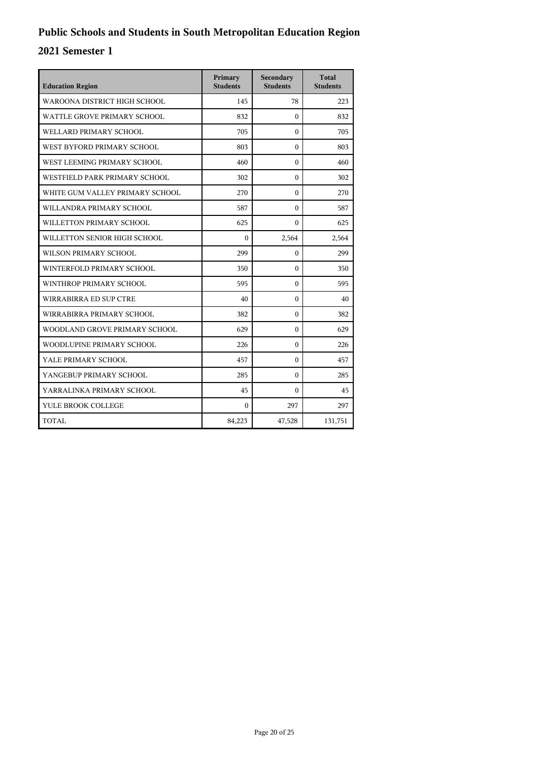# Public Schools and Students in South Metropolitan Education Region

## 2021 Semester 1

| Education Region | Primary Students | Secondary Students | Total Students |
|---|---|---|---|
| WAROONA DISTRICT HIGH SCHOOL | 145 | 78 | 223 |
| WATTLE GROVE PRIMARY SCHOOL | 832 | 0 | 832 |
| WELLARD PRIMARY SCHOOL | 705 | 0 | 705 |
| WEST BYFORD PRIMARY SCHOOL | 803 | 0 | 803 |
| WEST LEEMING PRIMARY SCHOOL | 460 | 0 | 460 |
| WESTFIELD PARK PRIMARY SCHOOL | 302 | 0 | 302 |
| WHITE GUM VALLEY PRIMARY SCHOOL | 270 | 0 | 270 |
| WILLANDRA PRIMARY SCHOOL | 587 | 0 | 587 |
| WILLETTON PRIMARY SCHOOL | 625 | 0 | 625 |
| WILLETTON SENIOR HIGH SCHOOL | 0 | 2,564 | 2,564 |
| WILSON PRIMARY SCHOOL | 299 | 0 | 299 |
| WINTERFOLD PRIMARY SCHOOL | 350 | 0 | 350 |
| WINTHROP PRIMARY SCHOOL | 595 | 0 | 595 |
| WIRRABIRRA ED SUP CTRE | 40 | 0 | 40 |
| WIRRABIRRA PRIMARY SCHOOL | 382 | 0 | 382 |
| WOODLAND GROVE PRIMARY SCHOOL | 629 | 0 | 629 |
| WOODLUPINE PRIMARY SCHOOL | 226 | 0 | 226 |
| YALE PRIMARY SCHOOL | 457 | 0 | 457 |
| YANGEBUP PRIMARY SCHOOL | 285 | 0 | 285 |
| YARRALINKA PRIMARY SCHOOL | 45 | 0 | 45 |
| YULE BROOK COLLEGE | 0 | 297 | 297 |
| TOTAL | 84,223 | 47,528 | 131,751 |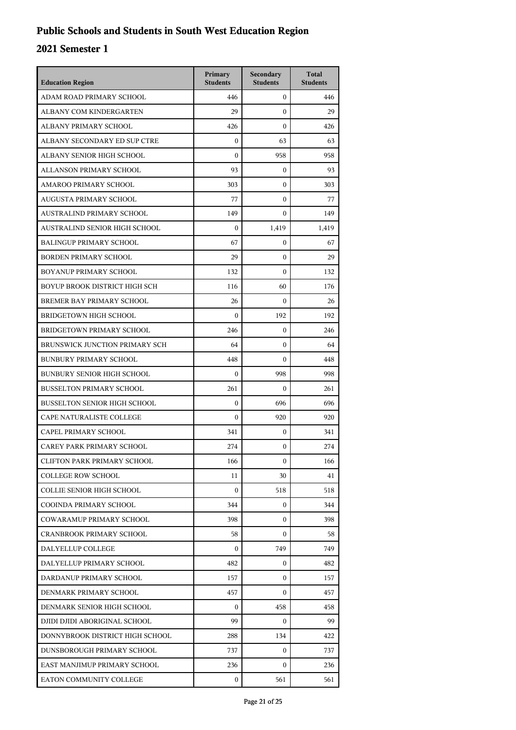# Public Schools and Students in South West Education Region

## 2021 Semester 1

| Education Region | Primary Students | Secondary Students | Total Students |
|---|---|---|---|
| ADAM ROAD PRIMARY SCHOOL | 446 | 0 | 446 |
| ALBANY COM KINDERGARTEN | 29 | 0 | 29 |
| ALBANY PRIMARY SCHOOL | 426 | 0 | 426 |
| ALBANY SECONDARY ED SUP CTRE | 0 | 63 | 63 |
| ALBANY SENIOR HIGH SCHOOL | 0 | 958 | 958 |
| ALLANSON PRIMARY SCHOOL | 93 | 0 | 93 |
| AMAROO PRIMARY SCHOOL | 303 | 0 | 303 |
| AUGUSTA PRIMARY SCHOOL | 77 | 0 | 77 |
| AUSTRALIND PRIMARY SCHOOL | 149 | 0 | 149 |
| AUSTRALIND SENIOR HIGH SCHOOL | 0 | 1,419 | 1,419 |
| BALINGUP PRIMARY SCHOOL | 67 | 0 | 67 |
| BORDEN PRIMARY SCHOOL | 29 | 0 | 29 |
| BOYANUP PRIMARY SCHOOL | 132 | 0 | 132 |
| BOYUP BROOK DISTRICT HIGH SCH | 116 | 60 | 176 |
| BREMER BAY PRIMARY SCHOOL | 26 | 0 | 26 |
| BRIDGETOWN HIGH SCHOOL | 0 | 192 | 192 |
| BRIDGETOWN PRIMARY SCHOOL | 246 | 0 | 246 |
| BRUNSWICK JUNCTION PRIMARY SCH | 64 | 0 | 64 |
| BUNBURY PRIMARY SCHOOL | 448 | 0 | 448 |
| BUNBURY SENIOR HIGH SCHOOL | 0 | 998 | 998 |
| BUSSELTON PRIMARY SCHOOL | 261 | 0 | 261 |
| BUSSELTON SENIOR HIGH SCHOOL | 0 | 696 | 696 |
| CAPE NATURALISTE COLLEGE | 0 | 920 | 920 |
| CAPEL PRIMARY SCHOOL | 341 | 0 | 341 |
| CAREY PARK PRIMARY SCHOOL | 274 | 0 | 274 |
| CLIFTON PARK PRIMARY SCHOOL | 166 | 0 | 166 |
| COLLEGE ROW SCHOOL | 11 | 30 | 41 |
| COLLIE SENIOR HIGH SCHOOL | 0 | 518 | 518 |
| COOINDA PRIMARY SCHOOL | 344 | 0 | 344 |
| COWARAMUP PRIMARY SCHOOL | 398 | 0 | 398 |
| CRANBROOK PRIMARY SCHOOL | 58 | 0 | 58 |
| DALYELLUP COLLEGE | 0 | 749 | 749 |
| DALYELLUP PRIMARY SCHOOL | 482 | 0 | 482 |
| DARDANUP PRIMARY SCHOOL | 157 | 0 | 157 |
| DENMARK PRIMARY SCHOOL | 457 | 0 | 457 |
| DENMARK SENIOR HIGH SCHOOL | 0 | 458 | 458 |
| DJIDI DJIDI ABORIGINAL SCHOOL | 99 | 0 | 99 |
| DONNYBROOK DISTRICT HIGH SCHOOL | 288 | 134 | 422 |
| DUNSBOROUGH PRIMARY SCHOOL | 737 | 0 | 737 |
| EAST MANJIMUP PRIMARY SCHOOL | 236 | 0 | 236 |
| EATON COMMUNITY COLLEGE | 0 | 561 | 561 |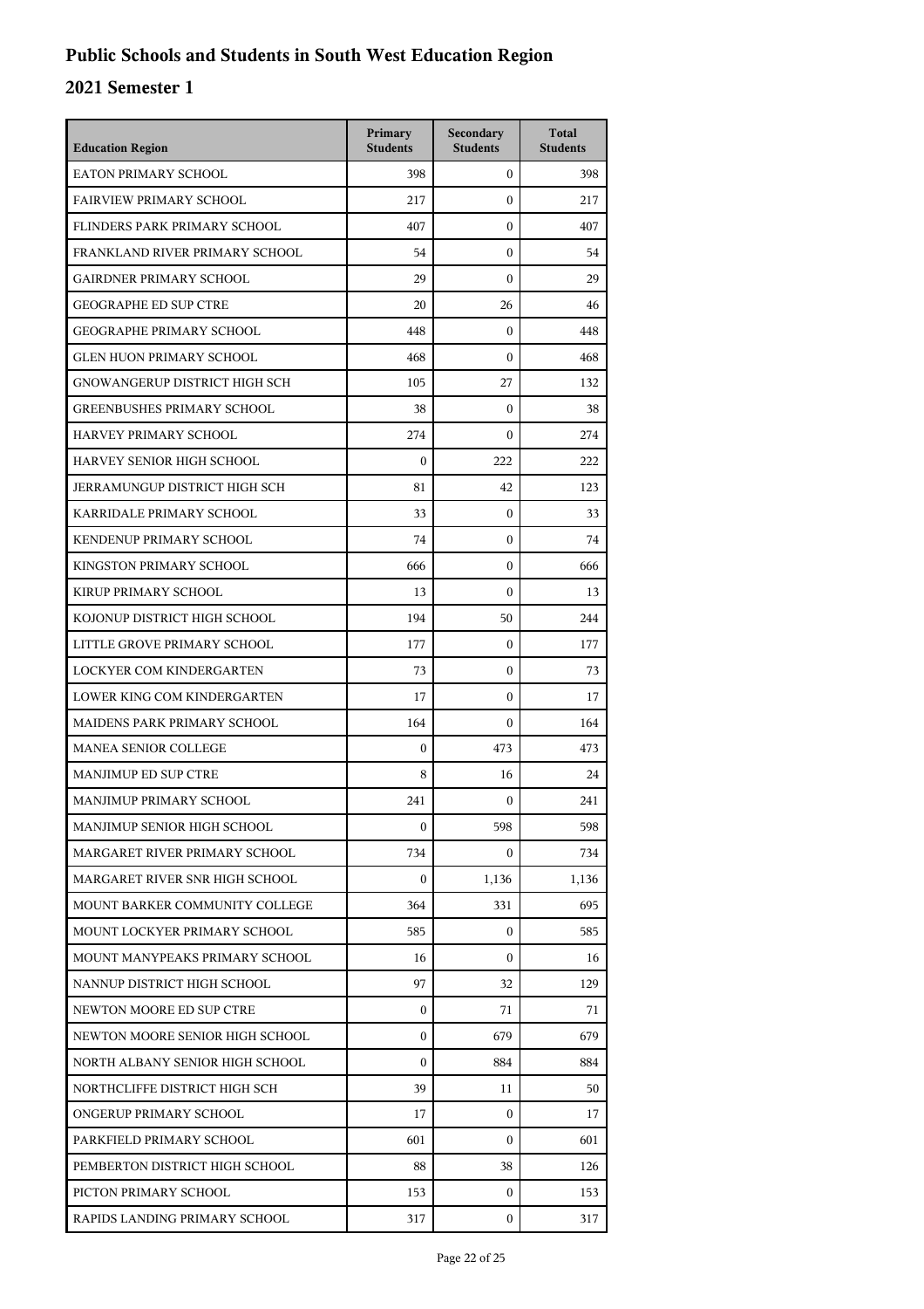# Public Schools and Students in South West Education Region

## 2021 Semester 1

| Education Region | Primary Students | Secondary Students | Total Students |
|---|---|---|---|
| EATON PRIMARY SCHOOL | 398 | 0 | 398 |
| FAIRVIEW PRIMARY SCHOOL | 217 | 0 | 217 |
| FLINDERS PARK PRIMARY SCHOOL | 407 | 0 | 407 |
| FRANKLAND RIVER PRIMARY SCHOOL | 54 | 0 | 54 |
| GAIRDNER PRIMARY SCHOOL | 29 | 0 | 29 |
| GEOGRAPHE ED SUP CTRE | 20 | 26 | 46 |
| GEOGRAPHE PRIMARY SCHOOL | 448 | 0 | 448 |
| GLEN HUON PRIMARY SCHOOL | 468 | 0 | 468 |
| GNOWANGERUP DISTRICT HIGH SCH | 105 | 27 | 132 |
| GREENBUSHES PRIMARY SCHOOL | 38 | 0 | 38 |
| HARVEY PRIMARY SCHOOL | 274 | 0 | 274 |
| HARVEY SENIOR HIGH SCHOOL | 0 | 222 | 222 |
| JERRAMUNGUP DISTRICT HIGH SCH | 81 | 42 | 123 |
| KARRIDALE PRIMARY SCHOOL | 33 | 0 | 33 |
| KENDENUP PRIMARY SCHOOL | 74 | 0 | 74 |
| KINGSTON PRIMARY SCHOOL | 666 | 0 | 666 |
| KIRUP PRIMARY SCHOOL | 13 | 0 | 13 |
| KOJONUP DISTRICT HIGH SCHOOL | 194 | 50 | 244 |
| LITTLE GROVE PRIMARY SCHOOL | 177 | 0 | 177 |
| LOCKYER COM KINDERGARTEN | 73 | 0 | 73 |
| LOWER KING COM KINDERGARTEN | 17 | 0 | 17 |
| MAIDENS PARK PRIMARY SCHOOL | 164 | 0 | 164 |
| MANEA SENIOR COLLEGE | 0 | 473 | 473 |
| MANJIMUP ED SUP CTRE | 8 | 16 | 24 |
| MANJIMUP PRIMARY SCHOOL | 241 | 0 | 241 |
| MANJIMUP SENIOR HIGH SCHOOL | 0 | 598 | 598 |
| MARGARET RIVER PRIMARY SCHOOL | 734 | 0 | 734 |
| MARGARET RIVER SNR HIGH SCHOOL | 0 | 1,136 | 1,136 |
| MOUNT BARKER COMMUNITY COLLEGE | 364 | 331 | 695 |
| MOUNT LOCKYER PRIMARY SCHOOL | 585 | 0 | 585 |
| MOUNT MANYPEAKS PRIMARY SCHOOL | 16 | 0 | 16 |
| NANNUP DISTRICT HIGH SCHOOL | 97 | 32 | 129 |
| NEWTON MOORE ED SUP CTRE | 0 | 71 | 71 |
| NEWTON MOORE SENIOR HIGH SCHOOL | 0 | 679 | 679 |
| NORTH ALBANY SENIOR HIGH SCHOOL | 0 | 884 | 884 |
| NORTHCLIFFE DISTRICT HIGH SCH | 39 | 11 | 50 |
| ONGERUP PRIMARY SCHOOL | 17 | 0 | 17 |
| PARKFIELD PRIMARY SCHOOL | 601 | 0 | 601 |
| PEMBERTON DISTRICT HIGH SCHOOL | 88 | 38 | 126 |
| PICTON PRIMARY SCHOOL | 153 | 0 | 153 |
| RAPIDS LANDING PRIMARY SCHOOL | 317 | 0 | 317 |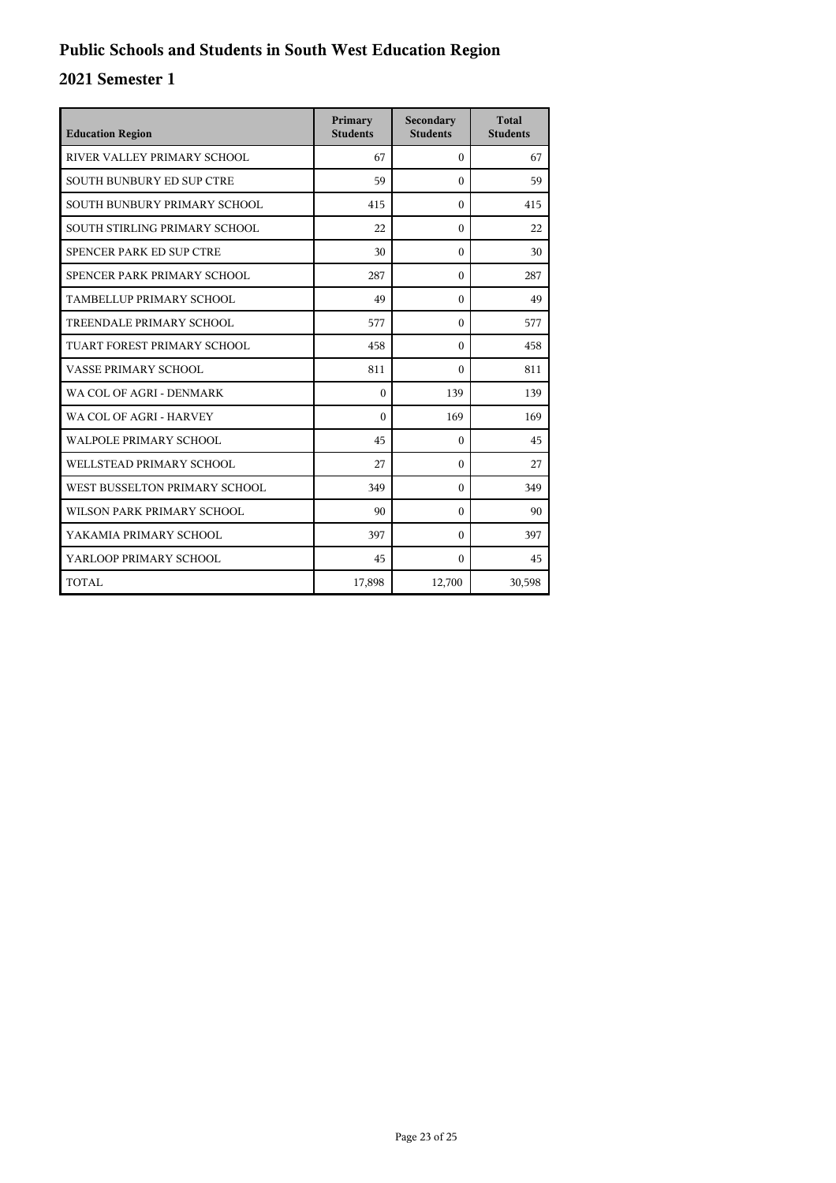# Public Schools and Students in South West Education Region

## 2021 Semester 1

| Education Region | Primary Students | Secondary Students | Total Students |
|---|---|---|---|
| RIVER VALLEY PRIMARY SCHOOL | 67 | 0 | 67 |
| SOUTH BUNBURY ED SUP CTRE | 59 | 0 | 59 |
| SOUTH BUNBURY PRIMARY SCHOOL | 415 | 0 | 415 |
| SOUTH STIRLING PRIMARY SCHOOL | 22 | 0 | 22 |
| SPENCER PARK ED SUP CTRE | 30 | 0 | 30 |
| SPENCER PARK PRIMARY SCHOOL | 287 | 0 | 287 |
| TAMBELLUP PRIMARY SCHOOL | 49 | 0 | 49 |
| TREENDALE PRIMARY SCHOOL | 577 | 0 | 577 |
| TUART FOREST PRIMARY SCHOOL | 458 | 0 | 458 |
| VASSE PRIMARY SCHOOL | 811 | 0 | 811 |
| WA COL OF AGRI - DENMARK | 0 | 139 | 139 |
| WA COL OF AGRI - HARVEY | 0 | 169 | 169 |
| WALPOLE PRIMARY SCHOOL | 45 | 0 | 45 |
| WELLSTEAD PRIMARY SCHOOL | 27 | 0 | 27 |
| WEST BUSSELTON PRIMARY SCHOOL | 349 | 0 | 349 |
| WILSON PARK PRIMARY SCHOOL | 90 | 0 | 90 |
| YAKAMIA PRIMARY SCHOOL | 397 | 0 | 397 |
| YARLOOP PRIMARY SCHOOL | 45 | 0 | 45 |
| TOTAL | 17,898 | 12,700 | 30,598 |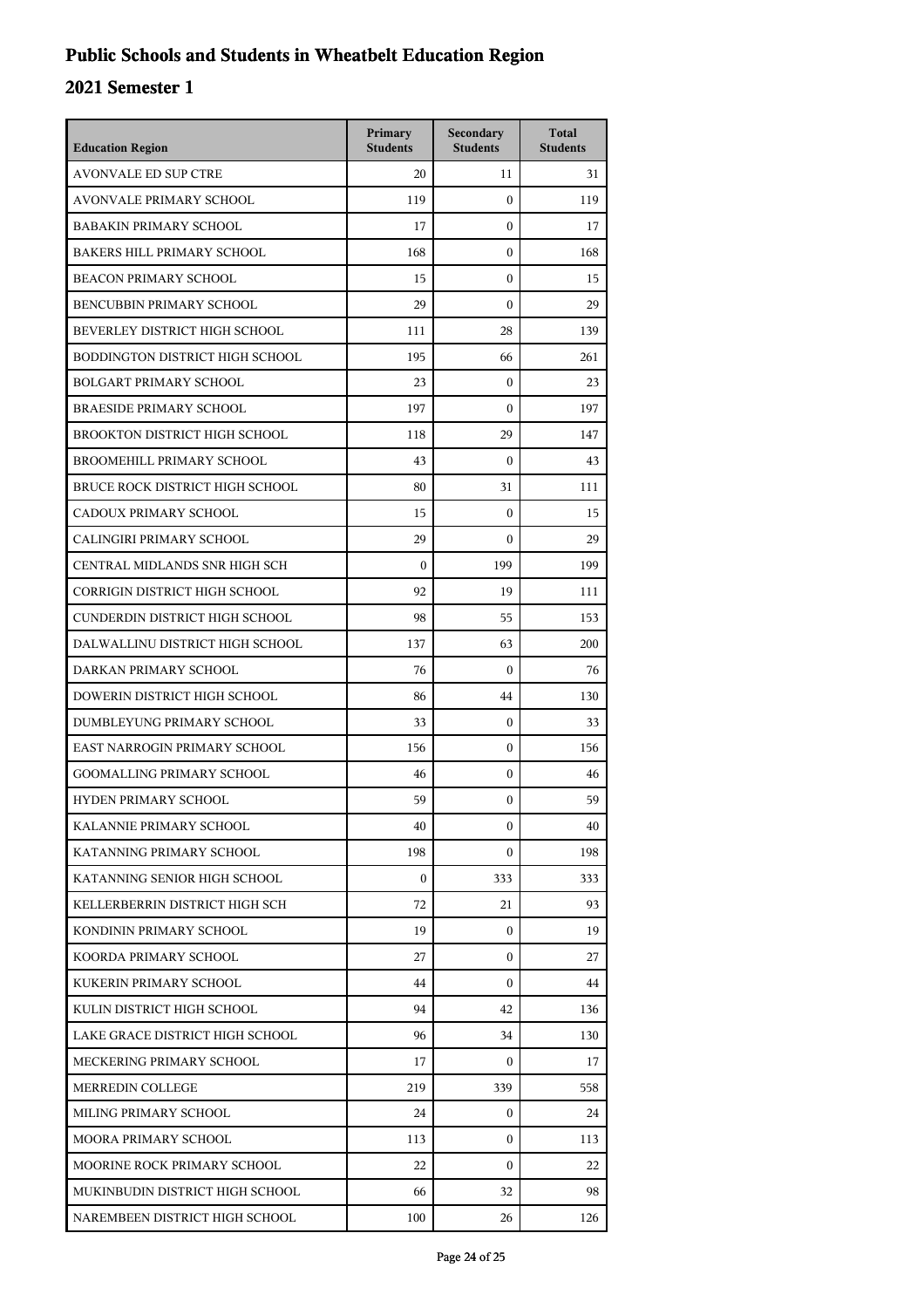# Public Schools and Students in Wheatbelt Education Region

## 2021 Semester 1

| Education Region | Primary Students | Secondary Students | Total Students |
|---|---|---|---|
| AVONVALE ED SUP CTRE | 20 | 11 | 31 |
| AVONVALE PRIMARY SCHOOL | 119 | 0 | 119 |
| BABAKIN PRIMARY SCHOOL | 17 | 0 | 17 |
| BAKERS HILL PRIMARY SCHOOL | 168 | 0 | 168 |
| BEACON PRIMARY SCHOOL | 15 | 0 | 15 |
| BENCUBBIN PRIMARY SCHOOL | 29 | 0 | 29 |
| BEVERLEY DISTRICT HIGH SCHOOL | 111 | 28 | 139 |
| BODDINGTON DISTRICT HIGH SCHOOL | 195 | 66 | 261 |
| BOLGART PRIMARY SCHOOL | 23 | 0 | 23 |
| BRAESIDE PRIMARY SCHOOL | 197 | 0 | 197 |
| BROOKTON DISTRICT HIGH SCHOOL | 118 | 29 | 147 |
| BROOMEHILL PRIMARY SCHOOL | 43 | 0 | 43 |
| BRUCE ROCK DISTRICT HIGH SCHOOL | 80 | 31 | 111 |
| CADOUX PRIMARY SCHOOL | 15 | 0 | 15 |
| CALINGIRI PRIMARY SCHOOL | 29 | 0 | 29 |
| CENTRAL MIDLANDS SNR HIGH SCH | 0 | 199 | 199 |
| CORRIGIN DISTRICT HIGH SCHOOL | 92 | 19 | 111 |
| CUNDERDIN DISTRICT HIGH SCHOOL | 98 | 55 | 153 |
| DALWALLINU DISTRICT HIGH SCHOOL | 137 | 63 | 200 |
| DARKAN PRIMARY SCHOOL | 76 | 0 | 76 |
| DOWERIN DISTRICT HIGH SCHOOL | 86 | 44 | 130 |
| DUMBLEYUNG PRIMARY SCHOOL | 33 | 0 | 33 |
| EAST NARROGIN PRIMARY SCHOOL | 156 | 0 | 156 |
| GOOMALLING PRIMARY SCHOOL | 46 | 0 | 46 |
| HYDEN PRIMARY SCHOOL | 59 | 0 | 59 |
| KALANNIE PRIMARY SCHOOL | 40 | 0 | 40 |
| KATANNING PRIMARY SCHOOL | 198 | 0 | 198 |
| KATANNING SENIOR HIGH SCHOOL | 0 | 333 | 333 |
| KELLERBERRIN DISTRICT HIGH SCH | 72 | 21 | 93 |
| KONDININ PRIMARY SCHOOL | 19 | 0 | 19 |
| KOORDA PRIMARY SCHOOL | 27 | 0 | 27 |
| KUKERIN PRIMARY SCHOOL | 44 | 0 | 44 |
| KULIN DISTRICT HIGH SCHOOL | 94 | 42 | 136 |
| LAKE GRACE DISTRICT HIGH SCHOOL | 96 | 34 | 130 |
| MECKERING PRIMARY SCHOOL | 17 | 0 | 17 |
| MERREDIN COLLEGE | 219 | 339 | 558 |
| MILING PRIMARY SCHOOL | 24 | 0 | 24 |
| MOORA PRIMARY SCHOOL | 113 | 0 | 113 |
| MOORINE ROCK PRIMARY SCHOOL | 22 | 0 | 22 |
| MUKINBUDIN DISTRICT HIGH SCHOOL | 66 | 32 | 98 |
| NAREMBEEN DISTRICT HIGH SCHOOL | 100 | 26 | 126 |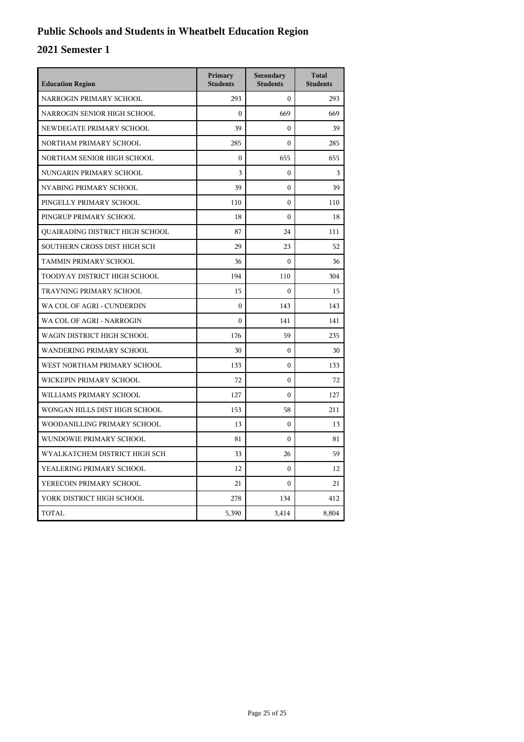# Public Schools and Students in Wheatbelt Education Region

## 2021 Semester 1

| Education Region | Primary Students | Secondary Students | Total Students |
|---|---|---|---|
| NARROGIN PRIMARY SCHOOL | 293 | 0 | 293 |
| NARROGIN SENIOR HIGH SCHOOL | 0 | 669 | 669 |
| NEWDEGATE PRIMARY SCHOOL | 39 | 0 | 39 |
| NORTHAM PRIMARY SCHOOL | 285 | 0 | 285 |
| NORTHAM SENIOR HIGH SCHOOL | 0 | 655 | 655 |
| NUNGARIN PRIMARY SCHOOL | 3 | 0 | 3 |
| NYABING PRIMARY SCHOOL | 39 | 0 | 39 |
| PINGELLY PRIMARY SCHOOL | 110 | 0 | 110 |
| PINGRUP PRIMARY SCHOOL | 18 | 0 | 18 |
| QUAIRADING DISTRICT HIGH SCHOOL | 87 | 24 | 111 |
| SOUTHERN CROSS DIST HIGH SCH | 29 | 23 | 52 |
| TAMMIN PRIMARY SCHOOL | 36 | 0 | 36 |
| TOODYAY DISTRICT HIGH SCHOOL | 194 | 110 | 304 |
| TRAYNING PRIMARY SCHOOL | 15 | 0 | 15 |
| WA COL OF AGRI - CUNDERDIN | 0 | 143 | 143 |
| WA COL OF AGRI - NARROGIN | 0 | 141 | 141 |
| WAGIN DISTRICT HIGH SCHOOL | 176 | 59 | 235 |
| WANDERING PRIMARY SCHOOL | 30 | 0 | 30 |
| WEST NORTHAM PRIMARY SCHOOL | 133 | 0 | 133 |
| WICKEPIN PRIMARY SCHOOL | 72 | 0 | 72 |
| WILLIAMS PRIMARY SCHOOL | 127 | 0 | 127 |
| WONGAN HILLS DIST HIGH SCHOOL | 153 | 58 | 211 |
| WOODANILLING PRIMARY SCHOOL | 13 | 0 | 13 |
| WUNDOWIE PRIMARY SCHOOL | 81 | 0 | 81 |
| WYALKATCHEM DISTRICT HIGH SCH | 33 | 26 | 59 |
| YEALERING PRIMARY SCHOOL | 12 | 0 | 12 |
| YERECOIN PRIMARY SCHOOL | 21 | 0 | 21 |
| YORK DISTRICT HIGH SCHOOL | 278 | 134 | 412 |
| TOTAL | 5,390 | 3,414 | 8,804 |